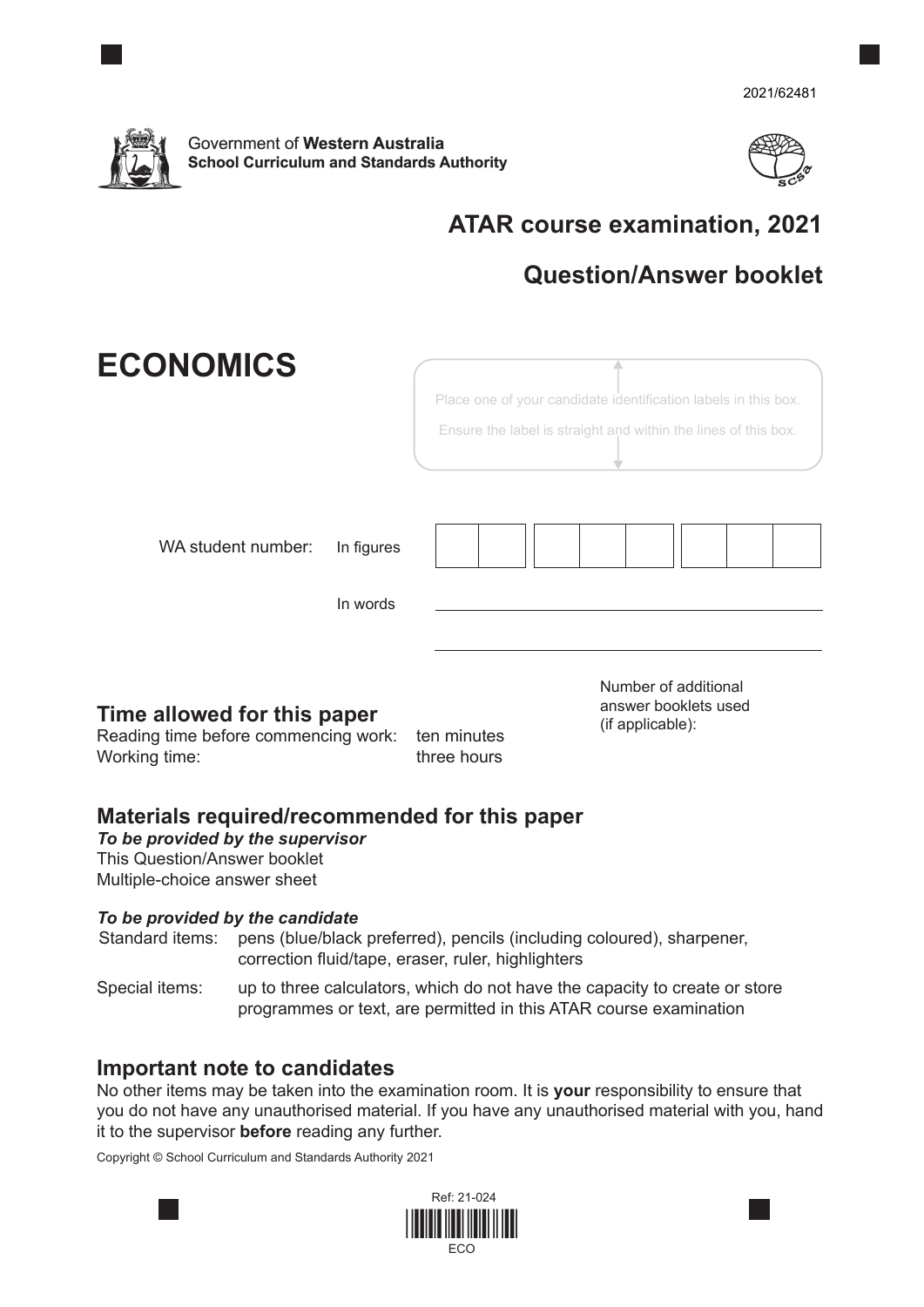2021/62481

Government of **Western Australia**
**School Curriculum and Standards Authority**

## ATAR course examination, 2021

## Question/Answer booklet

# ECONOMICS

Place one of your candidate identification labels in this box.
Ensure the label is straight and within the lines of this box.

WA student number: In figures

In words

Number of additional answer booklets used (if applicable):

## Time allowed for this paper

Reading time before commencing work: ten minutes
Working time: three hours

## Materials required/recommended for this paper

***To be provided by the supervisor***
This Question/Answer booklet
Multiple-choice answer sheet

***To be provided by the candidate***

Standard items: pens (blue/black preferred), pencils (including coloured), sharpener, correction fluid/tape, eraser, ruler, highlighters

Special items: up to three calculators, which do not have the capacity to create or store programmes or text, are permitted in this ATAR course examination

## Important note to candidates

No other items may be taken into the examination room. It is **your** responsibility to ensure that you do not have any unauthorised material. If you have any unauthorised material with you, hand it to the supervisor **before** reading any further.

Copyright © School Curriculum and Standards Authority 2021

Ref: 21-024

ECO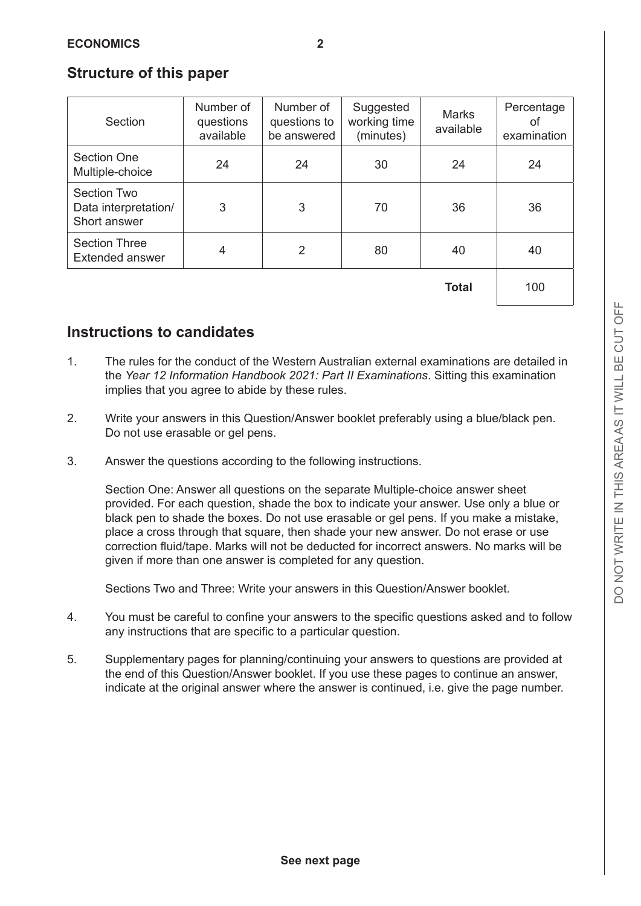## Structure of this paper

| Section | Number of questions available | Number of questions to be answered | Suggested working time (minutes) | Marks available | Percentage of examination |
|---|---|---|---|---|---|
| Section One Multiple-choice | 24 | 24 | 30 | 24 | 24 |
| Section Two Data interpretation/ Short answer | 3 | 3 | 70 | 36 | 36 |
| Section Three Extended answer | 4 | 2 | 80 | 40 | 40 |
| | | | | **Total** | 100 |

## Instructions to candidates

1. The rules for the conduct of the Western Australian external examinations are detailed in the *Year 12 Information Handbook 2021: Part II Examinations*. Sitting this examination implies that you agree to abide by these rules.

2. Write your answers in this Question/Answer booklet preferably using a blue/black pen. Do not use erasable or gel pens.

3. Answer the questions according to the following instructions.

   Section One: Answer all questions on the separate Multiple-choice answer sheet provided. For each question, shade the box to indicate your answer. Use only a blue or black pen to shade the boxes. Do not use erasable or gel pens. If you make a mistake, place a cross through that square, then shade your new answer. Do not erase or use correction fluid/tape. Marks will not be deducted for incorrect answers. No marks will be given if more than one answer is completed for any question.

   Sections Two and Three: Write your answers in this Question/Answer booklet.

4. You must be careful to confine your answers to the specific questions asked and to follow any instructions that are specific to a particular question.

5. Supplementary pages for planning/continuing your answers to questions are provided at the end of this Question/Answer booklet. If you use these pages to continue an answer, indicate at the original answer where the answer is continued, i.e. give the page number.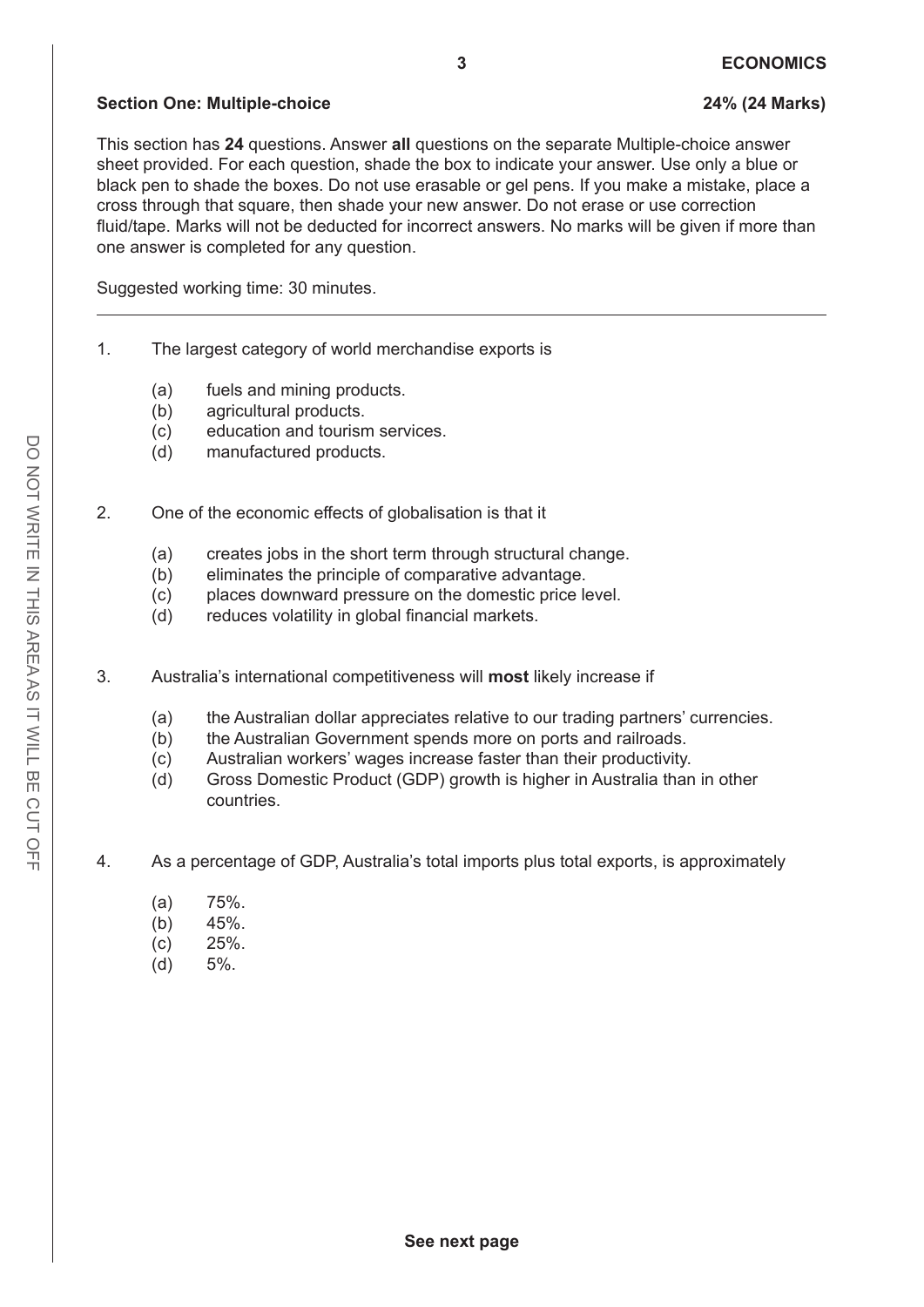## Section One: Multiple-choice **24% (24 Marks)**

This section has **24** questions. Answer **all** questions on the separate Multiple-choice answer sheet provided. For each question, shade the box to indicate your answer. Use only a blue or black pen to shade the boxes. Do not use erasable or gel pens. If you make a mistake, place a cross through that square, then shade your new answer. Do not erase or use correction fluid/tape. Marks will not be deducted for incorrect answers. No marks will be given if more than one answer is completed for any question.

Suggested working time: 30 minutes.

---

1. The largest category of world merchandise exports is

   (a) fuels and mining products.
   (b) agricultural products.
   (c) education and tourism services.
   (d) manufactured products.

2. One of the economic effects of globalisation is that it

   (a) creates jobs in the short term through structural change.
   (b) eliminates the principle of comparative advantage.
   (c) places downward pressure on the domestic price level.
   (d) reduces volatility in global financial markets.

3. Australia's international competitiveness will **most** likely increase if

   (a) the Australian dollar appreciates relative to our trading partners' currencies.
   (b) the Australian Government spends more on ports and railroads.
   (c) Australian workers' wages increase faster than their productivity.
   (d) Gross Domestic Product (GDP) growth is higher in Australia than in other countries.

4. As a percentage of GDP, Australia's total imports plus total exports, is approximately

   (a) 75%.
   (b) 45%.
   (c) 25%.
   (d) 5%.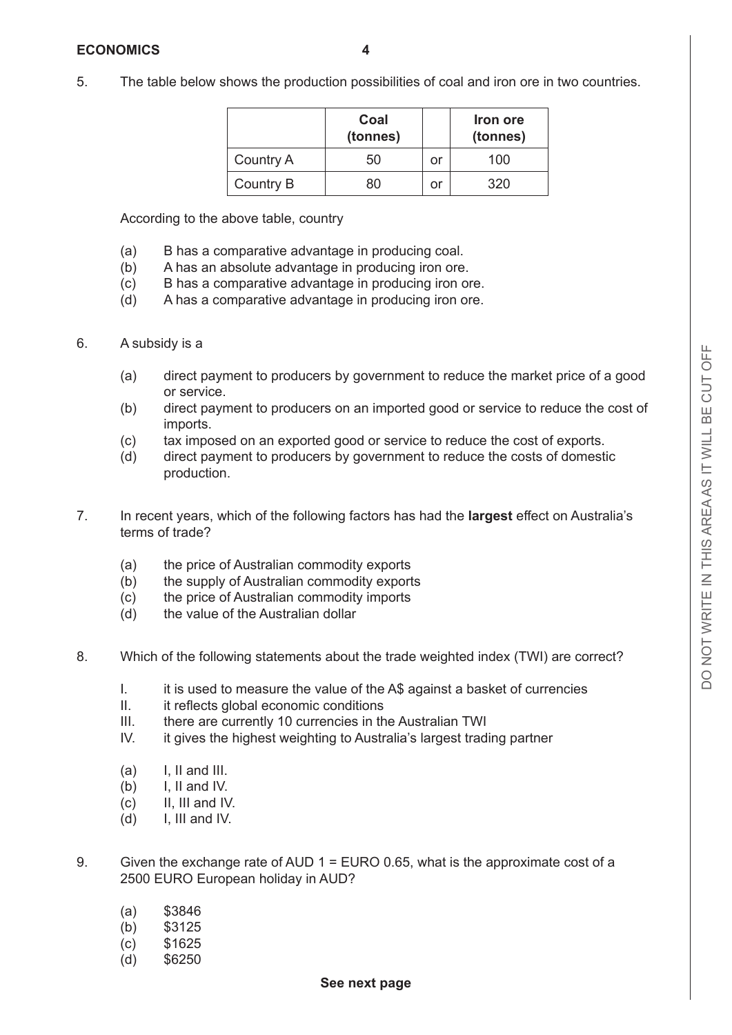5. The table below shows the production possibilities of coal and iron ore in two countries.

| | Coal (tonnes) | | Iron ore (tonnes) |
|---|---|---|---|
| Country A | 50 | or | 100 |
| Country B | 80 | or | 320 |

According to the above table, country

(a) B has a comparative advantage in producing coal.
(b) A has an absolute advantage in producing iron ore.
(c) B has a comparative advantage in producing iron ore.
(d) A has a comparative advantage in producing iron ore.

6. A subsidy is a

(a) direct payment to producers by government to reduce the market price of a good or service.
(b) direct payment to producers on an imported good or service to reduce the cost of imports.
(c) tax imposed on an exported good or service to reduce the cost of exports.
(d) direct payment to producers by government to reduce the costs of domestic production.

7. In recent years, which of the following factors has had the **largest** effect on Australia's terms of trade?

(a) the price of Australian commodity exports
(b) the supply of Australian commodity exports
(c) the price of Australian commodity imports
(d) the value of the Australian dollar

8. Which of the following statements about the trade weighted index (TWI) are correct?

I. it is used to measure the value of the A$ against a basket of currencies
II. it reflects global economic conditions
III. there are currently 10 currencies in the Australian TWI
IV. it gives the highest weighting to Australia's largest trading partner

(a) I, II and III.
(b) I, II and IV.
(c) II, III and IV.
(d) I, III and IV.

9. Given the exchange rate of AUD 1 = EURO 0.65, what is the approximate cost of a 2500 EURO European holiday in AUD?

(a) $3846
(b) $3125
(c) $1625
(d) $6250

**See next page**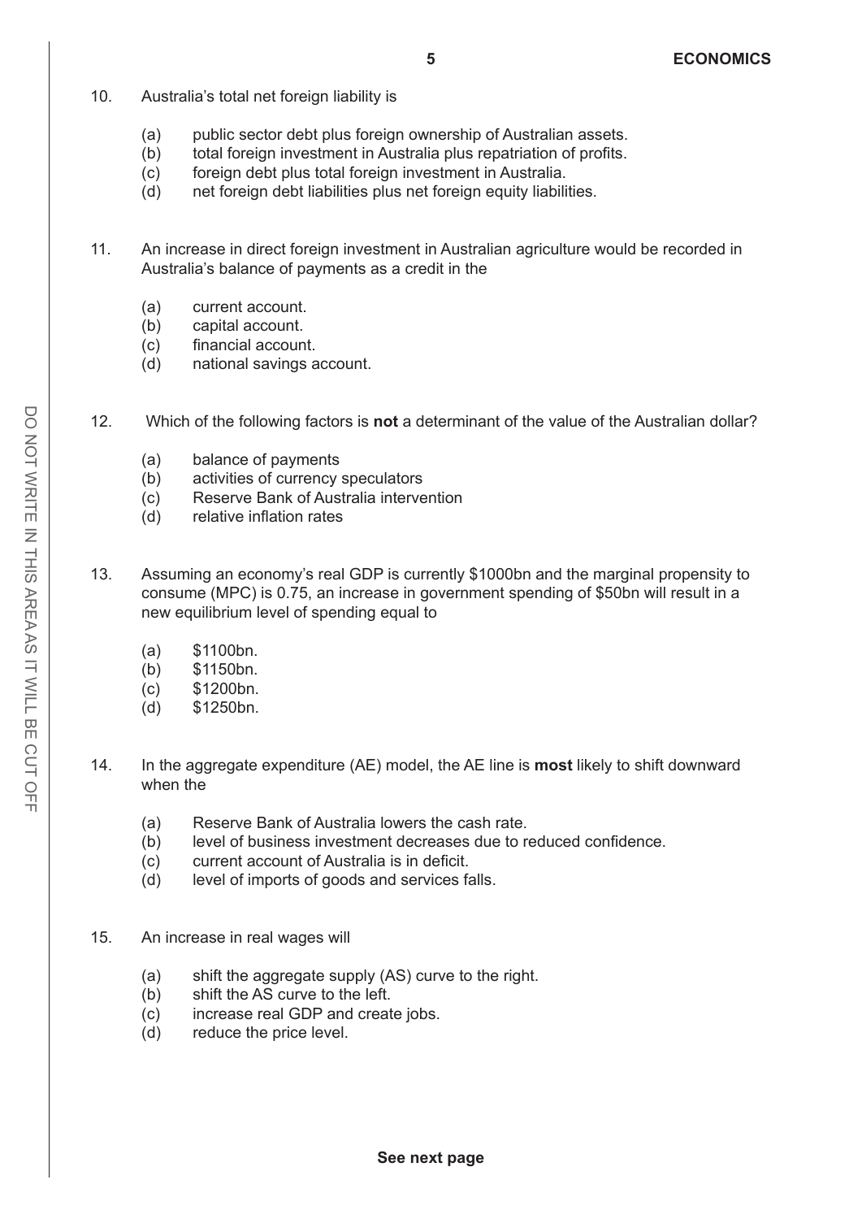10. Australia's total net foreign liability is

    (a) public sector debt plus foreign ownership of Australian assets.
    (b) total foreign investment in Australia plus repatriation of profits.
    (c) foreign debt plus total foreign investment in Australia.
    (d) net foreign debt liabilities plus net foreign equity liabilities.

11. An increase in direct foreign investment in Australian agriculture would be recorded in Australia's balance of payments as a credit in the

    (a) current account.
    (b) capital account.
    (c) financial account.
    (d) national savings account.

12. Which of the following factors is **not** a determinant of the value of the Australian dollar?

    (a) balance of payments
    (b) activities of currency speculators
    (c) Reserve Bank of Australia intervention
    (d) relative inflation rates

13. Assuming an economy's real GDP is currently $1000bn and the marginal propensity to consume (MPC) is 0.75, an increase in government spending of $50bn will result in a new equilibrium level of spending equal to

    (a) $1100bn.
    (b) $1150bn.
    (c) $1200bn.
    (d) $1250bn.

14. In the aggregate expenditure (AE) model, the AE line is **most** likely to shift downward when the

    (a) Reserve Bank of Australia lowers the cash rate.
    (b) level of business investment decreases due to reduced confidence.
    (c) current account of Australia is in deficit.
    (d) level of imports of goods and services falls.

15. An increase in real wages will

    (a) shift the aggregate supply (AS) curve to the right.
    (b) shift the AS curve to the left.
    (c) increase real GDP and create jobs.
    (d) reduce the price level.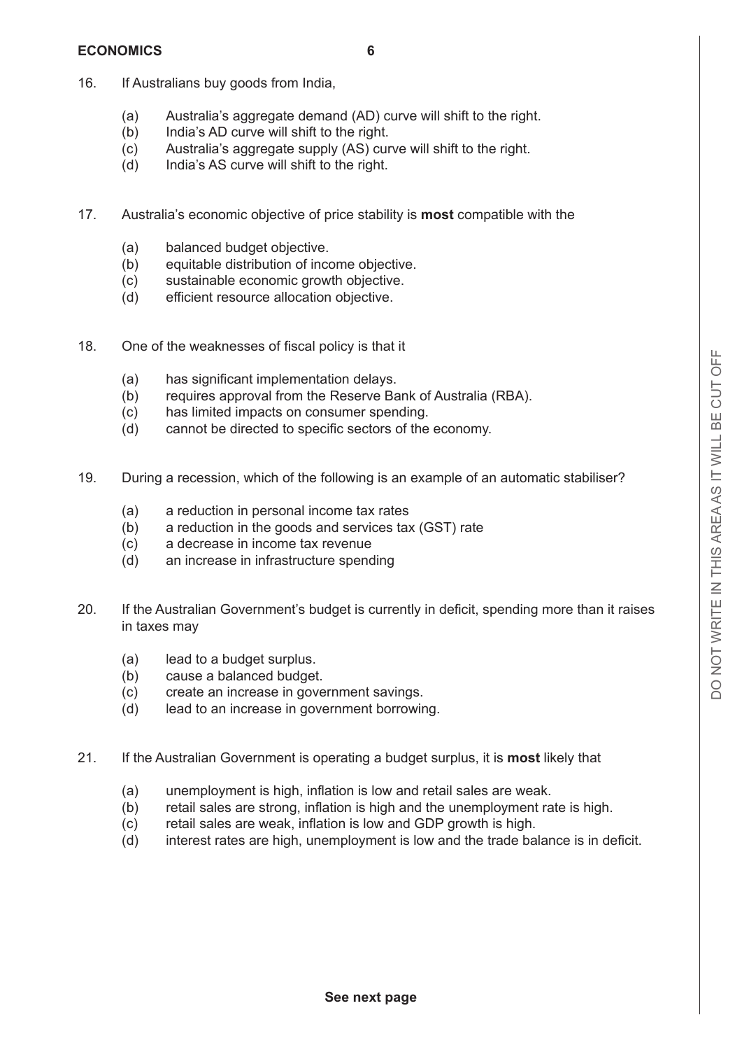16. If Australians buy goods from India,

    (a) Australia's aggregate demand (AD) curve will shift to the right.
    (b) India's AD curve will shift to the right.
    (c) Australia's aggregate supply (AS) curve will shift to the right.
    (d) India's AS curve will shift to the right.

17. Australia's economic objective of price stability is **most** compatible with the

    (a) balanced budget objective.
    (b) equitable distribution of income objective.
    (c) sustainable economic growth objective.
    (d) efficient resource allocation objective.

18. One of the weaknesses of fiscal policy is that it

    (a) has significant implementation delays.
    (b) requires approval from the Reserve Bank of Australia (RBA).
    (c) has limited impacts on consumer spending.
    (d) cannot be directed to specific sectors of the economy.

19. During a recession, which of the following is an example of an automatic stabiliser?

    (a) a reduction in personal income tax rates
    (b) a reduction in the goods and services tax (GST) rate
    (c) a decrease in income tax revenue
    (d) an increase in infrastructure spending

20. If the Australian Government's budget is currently in deficit, spending more than it raises in taxes may

    (a) lead to a budget surplus.
    (b) cause a balanced budget.
    (c) create an increase in government savings.
    (d) lead to an increase in government borrowing.

21. If the Australian Government is operating a budget surplus, it is **most** likely that

    (a) unemployment is high, inflation is low and retail sales are weak.
    (b) retail sales are strong, inflation is high and the unemployment rate is high.
    (c) retail sales are weak, inflation is low and GDP growth is high.
    (d) interest rates are high, unemployment is low and the trade balance is in deficit.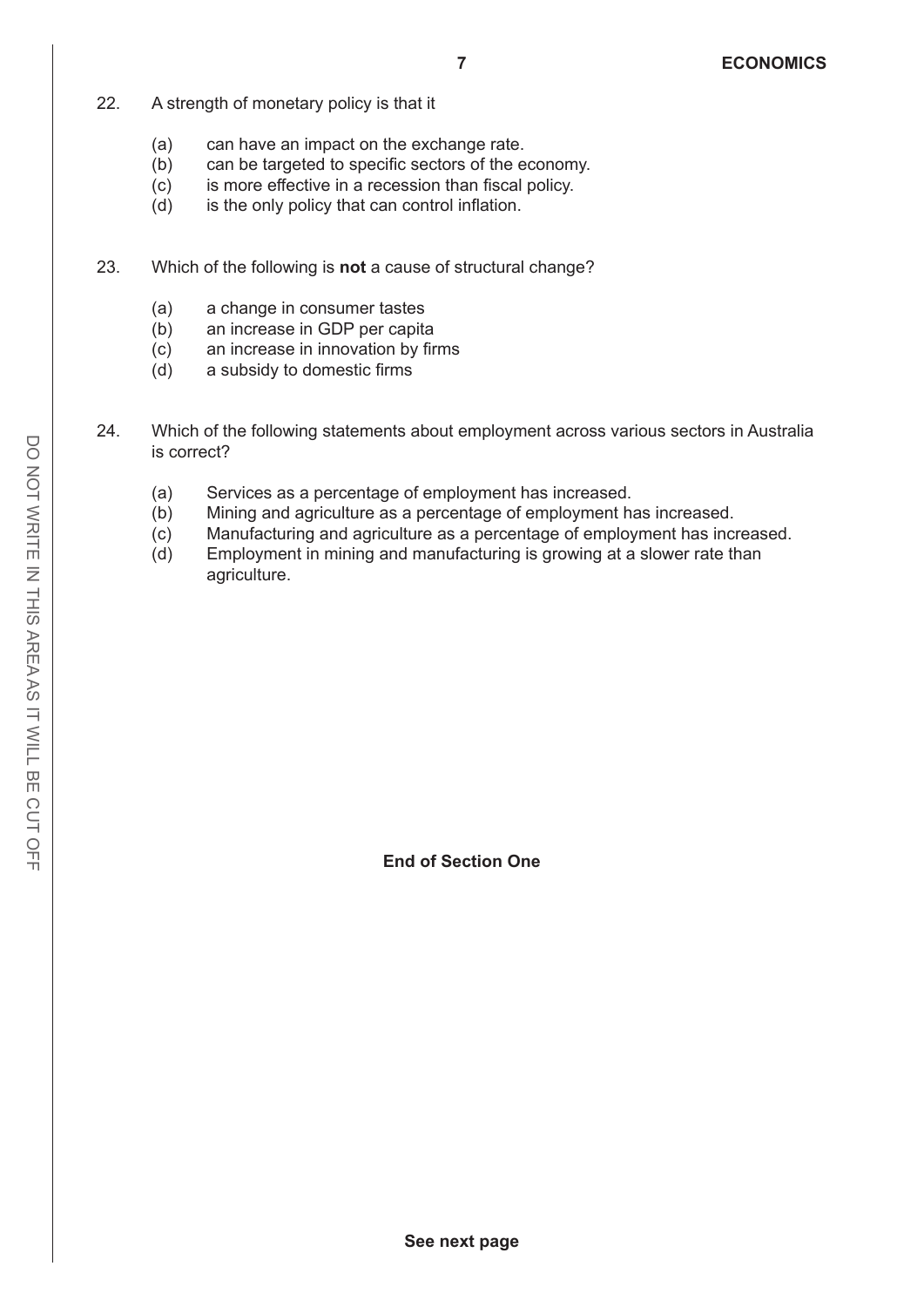22. A strength of monetary policy is that it

    (a) can have an impact on the exchange rate.
    (b) can be targeted to specific sectors of the economy.
    (c) is more effective in a recession than fiscal policy.
    (d) is the only policy that can control inflation.

23. Which of the following is **not** a cause of structural change?

    (a) a change in consumer tastes
    (b) an increase in GDP per capita
    (c) an increase in innovation by firms
    (d) a subsidy to domestic firms

24. Which of the following statements about employment across various sectors in Australia is correct?

    (a) Services as a percentage of employment has increased.
    (b) Mining and agriculture as a percentage of employment has increased.
    (c) Manufacturing and agriculture as a percentage of employment has increased.
    (d) Employment in mining and manufacturing is growing at a slower rate than agriculture.

**End of Section One**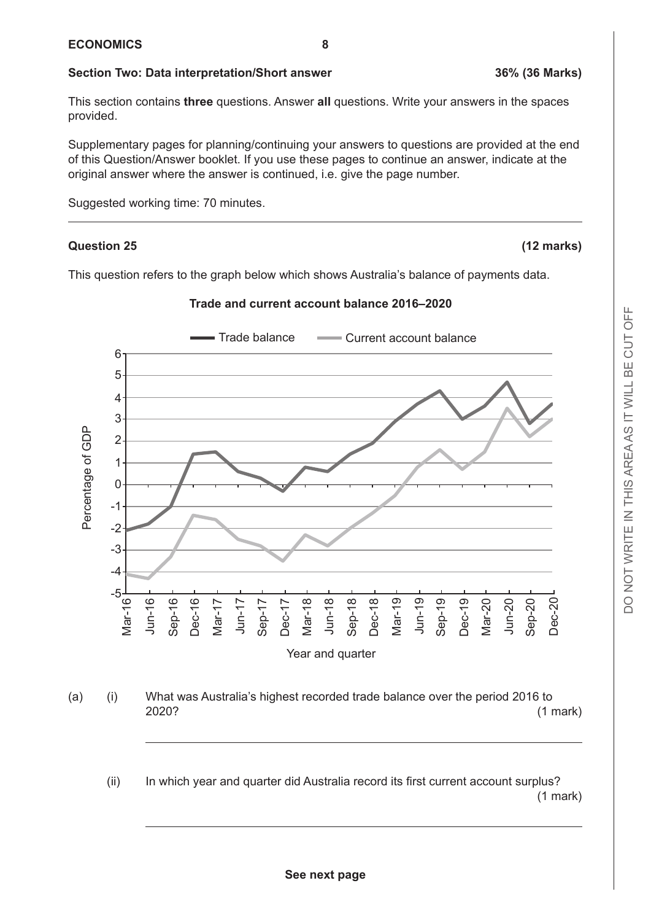## Section Two: Data interpretation/Short answer — 36% (36 Marks)

This section contains **three** questions. Answer **all** questions. Write your answers in the spaces provided.

Supplementary pages for planning/continuing your answers to questions are provided at the end of this Question/Answer booklet. If you use these pages to continue an answer, indicate at the original answer where the answer is continued, i.e. give the page number.

Suggested working time: 70 minutes.

---

### Question 25 (12 marks)

This question refers to the graph below which shows Australia's balance of payments data.

**Trade and current account balance 2016–2020**

Legend: Trade balance; Current account balance

Y-axis: Percentage of GDP (-5 to 6)

X-axis: Year and quarter (Mar-16, Jun-16, Sep-16, Dec-16, Mar-17, Jun-17, Sep-17, Dec-17, Mar-18, Jun-18, Sep-18, Dec-18, Mar-19, Jun-19, Sep-19, Dec-19, Mar-20, Jun-20, Sep-20, Dec-20)

(a) (i) What was Australia's highest recorded trade balance over the period 2016 to 2020? (1 mark)

\_\_\_\_\_\_\_\_\_\_\_\_\_\_\_\_\_\_\_\_\_\_\_\_\_\_\_\_\_\_\_\_\_\_\_\_\_\_\_\_\_\_\_\_\_\_\_\_\_\_\_\_\_\_\_\_\_\_\_\_

(ii) In which year and quarter did Australia record its first current account surplus? (1 mark)

\_\_\_\_\_\_\_\_\_\_\_\_\_\_\_\_\_\_\_\_\_\_\_\_\_\_\_\_\_\_\_\_\_\_\_\_\_\_\_\_\_\_\_\_\_\_\_\_\_\_\_\_\_\_\_\_\_\_\_\_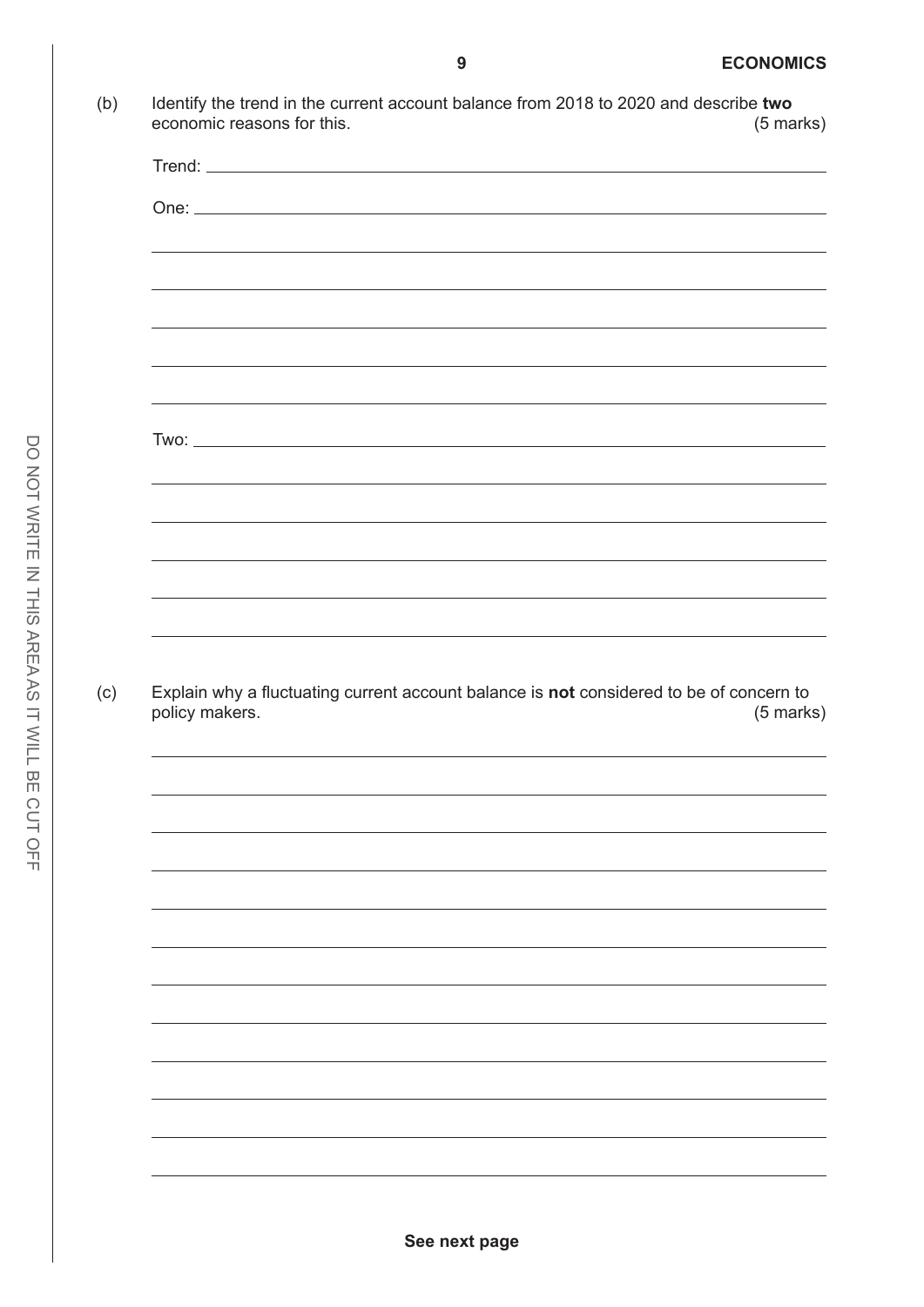(b) Identify the trend in the current account balance from 2018 to 2020 and describe **two** economic reasons for this. (5 marks)

Trend: ______________________________

One: ______________________________

Two: ______________________________

(c) Explain why a fluctuating current account balance is **not** considered to be of concern to policy makers. (5 marks)

See next page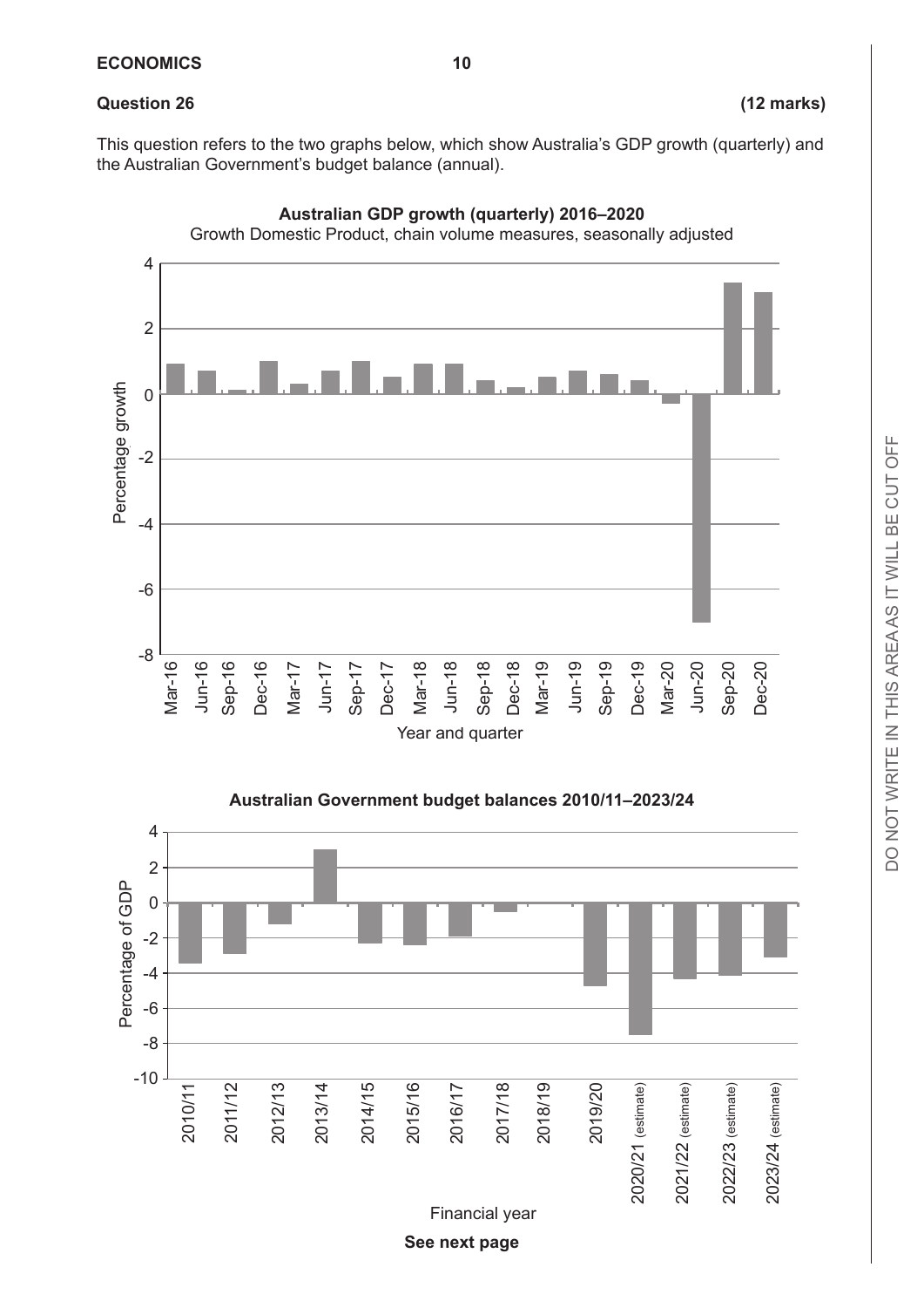**Question 26** **(12 marks)**

This question refers to the two graphs below, which show Australia's GDP growth (quarterly) and the Australian Government's budget balance (annual).

**Australian GDP growth (quarterly) 2016–2020**

Growth Domestic Product, chain volume measures, seasonally adjusted

Percentage growth

Year and quarter

Mar-16, Jun-16, Sep-16, Dec-16, Mar-17, Jun-17, Sep-17, Dec-17, Mar-18, Jun-18, Sep-18, Dec-18, Mar-19, Jun-19, Sep-19, Dec-19, Mar-20, Jun-20, Sep-20, Dec-20

**Australian Government budget balances 2010/11–2023/24**

Percentage of GDP

Financial year

2010/11, 2011/12, 2012/13, 2013/14, 2014/15, 2015/16, 2016/17, 2017/18, 2018/19, 2019/20, 2020/21 (estimate), 2021/22 (estimate), 2022/23 (estimate), 2023/24 (estimate)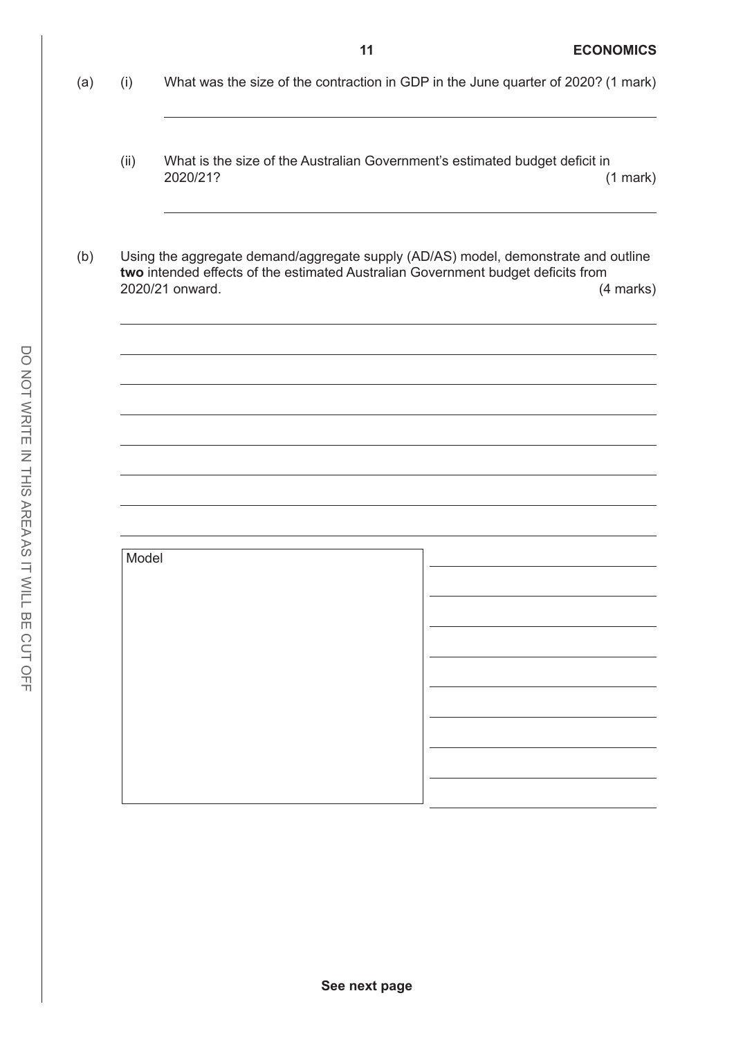(a) (i) What was the size of the contraction in GDP in the June quarter of 2020? (1 mark)

(ii) What is the size of the Australian Government's estimated budget deficit in 2020/21? (1 mark)

(b) Using the aggregate demand/aggregate supply (AD/AS) model, demonstrate and outline **two** intended effects of the estimated Australian Government budget deficits from 2020/21 onward. (4 marks)

Model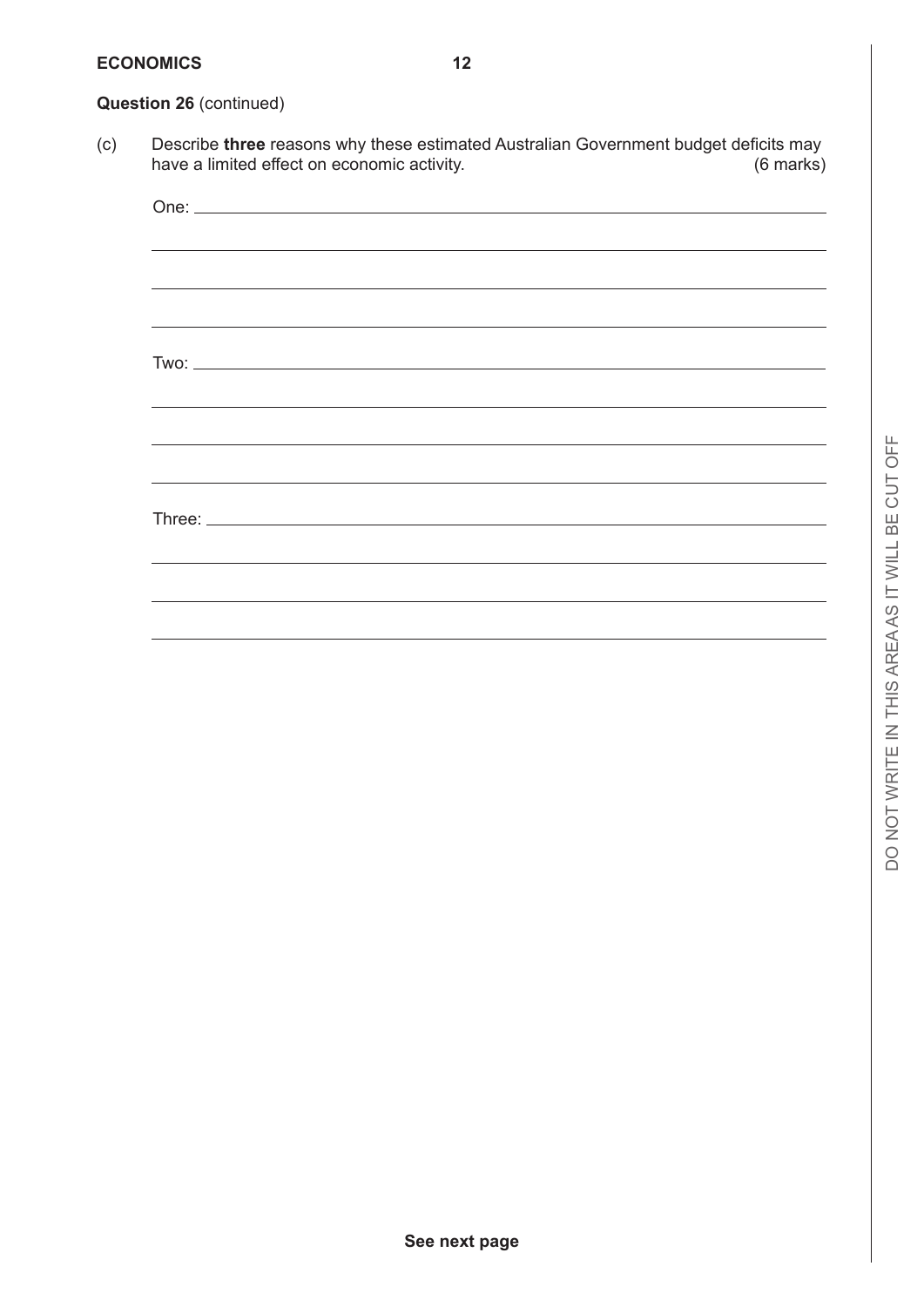**Question 26** (continued)

(c) Describe **three** reasons why these estimated Australian Government budget deficits may have a limited effect on economic activity. (6 marks)

One: ____________________________________________________________

______________________________________________________________

______________________________________________________________

______________________________________________________________

Two: ____________________________________________________________

______________________________________________________________

______________________________________________________________

______________________________________________________________

Three: ___________________________________________________________

______________________________________________________________

______________________________________________________________

______________________________________________________________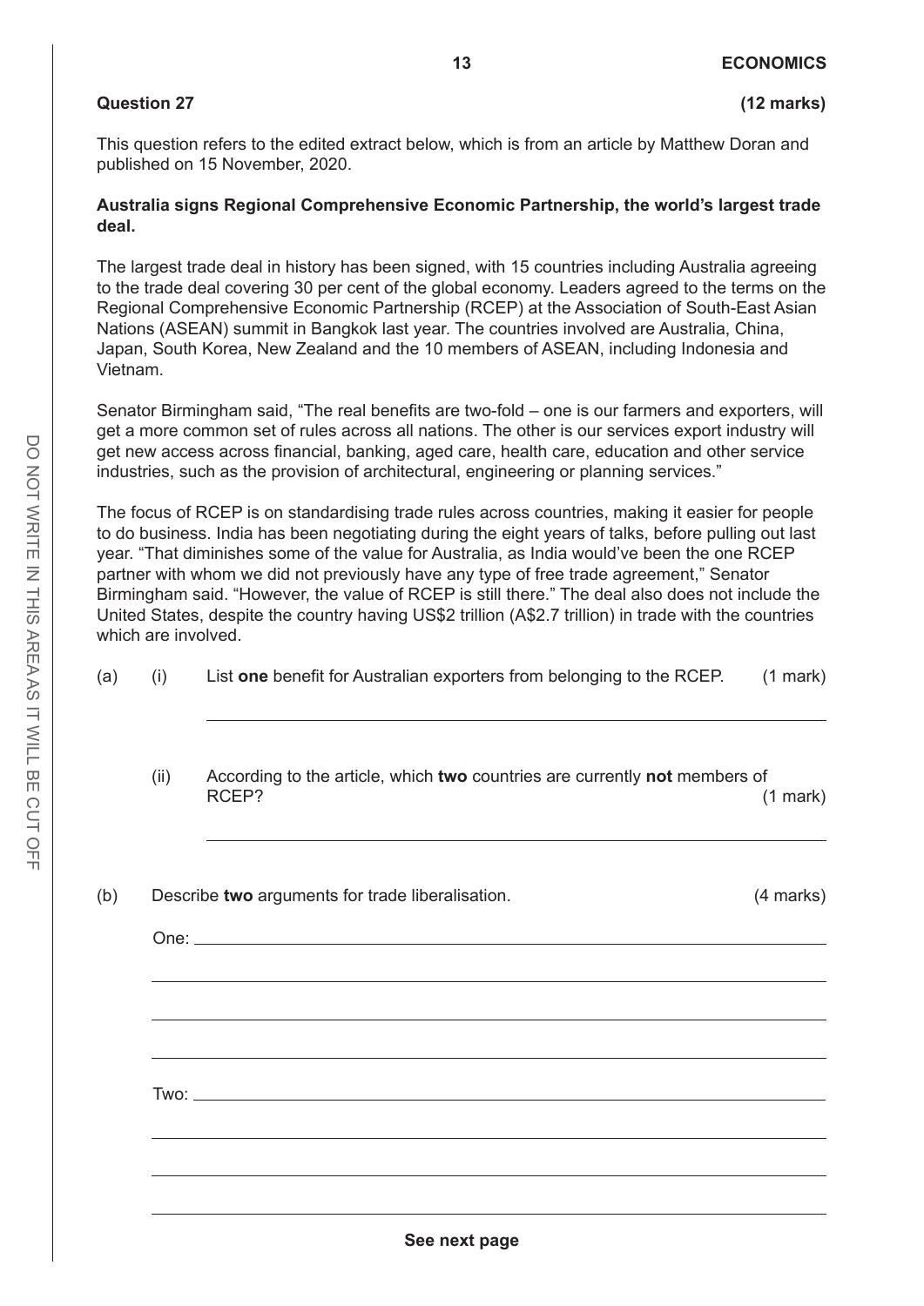**Question 27** **(12 marks)**

This question refers to the edited extract below, which is from an article by Matthew Doran and published on 15 November, 2020.

**Australia signs Regional Comprehensive Economic Partnership, the world's largest trade deal.**

The largest trade deal in history has been signed, with 15 countries including Australia agreeing to the trade deal covering 30 per cent of the global economy. Leaders agreed to the terms on the Regional Comprehensive Economic Partnership (RCEP) at the Association of South-East Asian Nations (ASEAN) summit in Bangkok last year. The countries involved are Australia, China, Japan, South Korea, New Zealand and the 10 members of ASEAN, including Indonesia and Vietnam.

Senator Birmingham said, "The real benefits are two-fold – one is our farmers and exporters, will get a more common set of rules across all nations. The other is our services export industry will get new access across financial, banking, aged care, health care, education and other service industries, such as the provision of architectural, engineering or planning services."

The focus of RCEP is on standardising trade rules across countries, making it easier for people to do business. India has been negotiating during the eight years of talks, before pulling out last year. "That diminishes some of the value for Australia, as India would've been the one RCEP partner with whom we did not previously have any type of free trade agreement," Senator Birmingham said. "However, the value of RCEP is still there." The deal also does not include the United States, despite the country having US$2 trillion (A$2.7 trillion) in trade with the countries which are involved.

(a) (i) List **one** benefit for Australian exporters from belonging to the RCEP. (1 mark)

\_\_\_\_\_\_\_\_\_\_\_\_\_\_\_\_\_\_\_\_\_\_\_\_\_\_\_\_\_\_\_\_\_\_\_\_\_\_\_\_\_\_\_\_\_\_\_\_\_\_\_\_\_\_\_\_\_\_\_\_

(ii) According to the article, which **two** countries are currently **not** members of RCEP? (1 mark)

\_\_\_\_\_\_\_\_\_\_\_\_\_\_\_\_\_\_\_\_\_\_\_\_\_\_\_\_\_\_\_\_\_\_\_\_\_\_\_\_\_\_\_\_\_\_\_\_\_\_\_\_\_\_\_\_\_\_\_\_

(b) Describe **two** arguments for trade liberalisation. (4 marks)

One: \_\_\_\_\_\_\_\_\_\_\_\_\_\_\_\_\_\_\_\_\_\_\_\_\_\_\_\_\_\_\_\_\_\_\_\_\_\_\_\_\_\_\_\_\_\_\_\_\_\_\_\_\_\_\_\_\_\_\_\_

\_\_\_\_\_\_\_\_\_\_\_\_\_\_\_\_\_\_\_\_\_\_\_\_\_\_\_\_\_\_\_\_\_\_\_\_\_\_\_\_\_\_\_\_\_\_\_\_\_\_\_\_\_\_\_\_\_\_\_\_

\_\_\_\_\_\_\_\_\_\_\_\_\_\_\_\_\_\_\_\_\_\_\_\_\_\_\_\_\_\_\_\_\_\_\_\_\_\_\_\_\_\_\_\_\_\_\_\_\_\_\_\_\_\_\_\_\_\_\_\_

\_\_\_\_\_\_\_\_\_\_\_\_\_\_\_\_\_\_\_\_\_\_\_\_\_\_\_\_\_\_\_\_\_\_\_\_\_\_\_\_\_\_\_\_\_\_\_\_\_\_\_\_\_\_\_\_\_\_\_\_

Two: \_\_\_\_\_\_\_\_\_\_\_\_\_\_\_\_\_\_\_\_\_\_\_\_\_\_\_\_\_\_\_\_\_\_\_\_\_\_\_\_\_\_\_\_\_\_\_\_\_\_\_\_\_\_\_\_\_\_\_\_

\_\_\_\_\_\_\_\_\_\_\_\_\_\_\_\_\_\_\_\_\_\_\_\_\_\_\_\_\_\_\_\_\_\_\_\_\_\_\_\_\_\_\_\_\_\_\_\_\_\_\_\_\_\_\_\_\_\_\_\_

\_\_\_\_\_\_\_\_\_\_\_\_\_\_\_\_\_\_\_\_\_\_\_\_\_\_\_\_\_\_\_\_\_\_\_\_\_\_\_\_\_\_\_\_\_\_\_\_\_\_\_\_\_\_\_\_\_\_\_\_

\_\_\_\_\_\_\_\_\_\_\_\_\_\_\_\_\_\_\_\_\_\_\_\_\_\_\_\_\_\_\_\_\_\_\_\_\_\_\_\_\_\_\_\_\_\_\_\_\_\_\_\_\_\_\_\_\_\_\_\_

See next page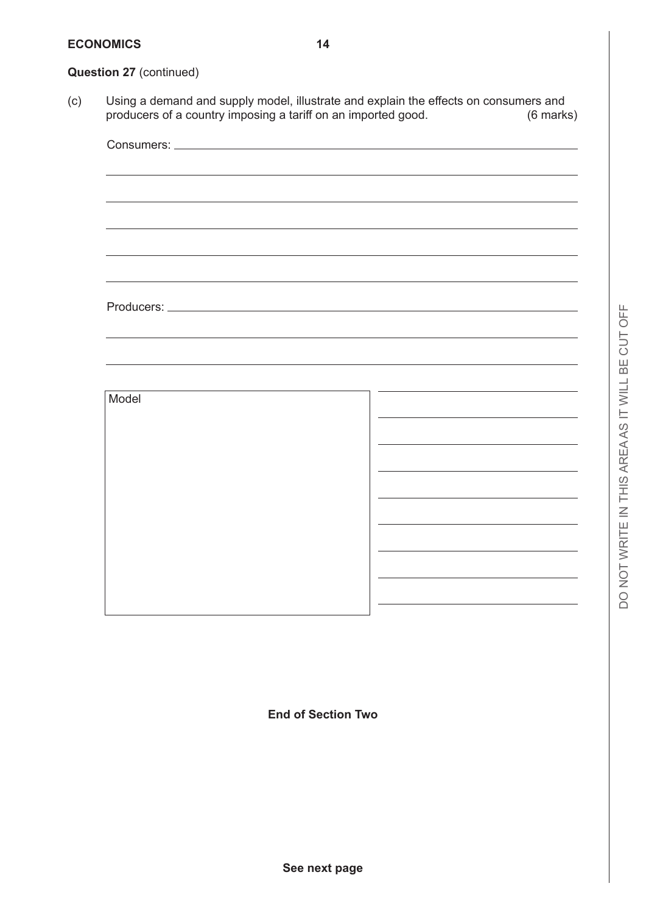**Question 27** (continued)

(c) Using a demand and supply model, illustrate and explain the effects on consumers and producers of a country imposing a tariff on an imported good. (6 marks)

Consumers:

Producers:

Model

**End of Section Two**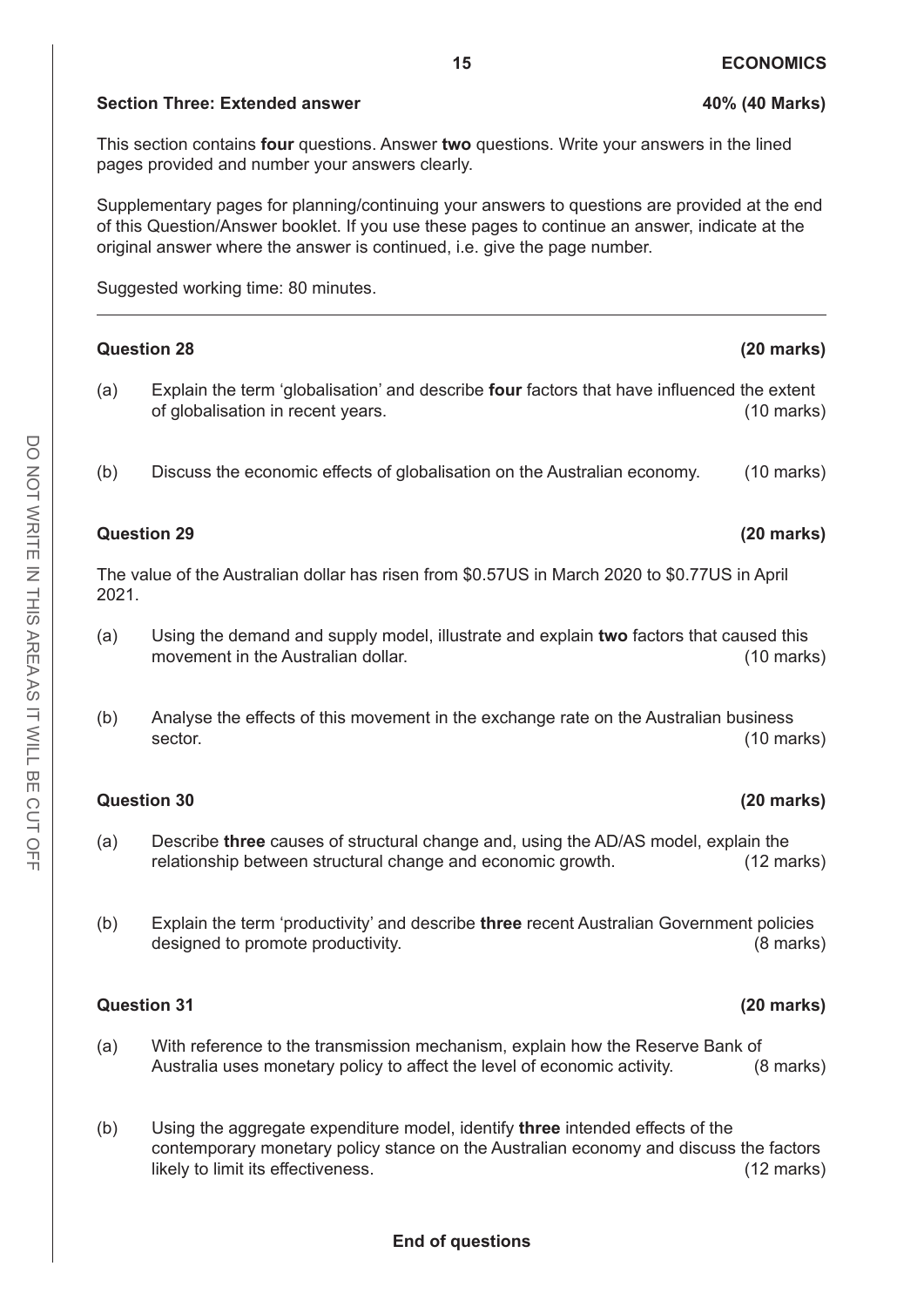## Section Three: Extended answer — 40% (40 Marks)

This section contains **four** questions. Answer **two** questions. Write your answers in the lined pages provided and number your answers clearly.

Supplementary pages for planning/continuing your answers to questions are provided at the end of this Question/Answer booklet. If you use these pages to continue an answer, indicate at the original answer where the answer is continued, i.e. give the page number.

Suggested working time: 80 minutes.

---

### Question 28 (20 marks)

(a) Explain the term 'globalisation' and describe **four** factors that have influenced the extent of globalisation in recent years. (10 marks)

(b) Discuss the economic effects of globalisation on the Australian economy. (10 marks)

### Question 29 (20 marks)

The value of the Australian dollar has risen from \$0.57US in March 2020 to \$0.77US in April 2021.

(a) Using the demand and supply model, illustrate and explain **two** factors that caused this movement in the Australian dollar. (10 marks)

(b) Analyse the effects of this movement in the exchange rate on the Australian business sector. (10 marks)

### Question 30 (20 marks)

(a) Describe **three** causes of structural change and, using the AD/AS model, explain the relationship between structural change and economic growth. (12 marks)

(b) Explain the term 'productivity' and describe **three** recent Australian Government policies designed to promote productivity. (8 marks)

### Question 31 (20 marks)

(a) With reference to the transmission mechanism, explain how the Reserve Bank of Australia uses monetary policy to affect the level of economic activity. (8 marks)

(b) Using the aggregate expenditure model, identify **three** intended effects of the contemporary monetary policy stance on the Australian economy and discuss the factors likely to limit its effectiveness. (12 marks)

**End of questions**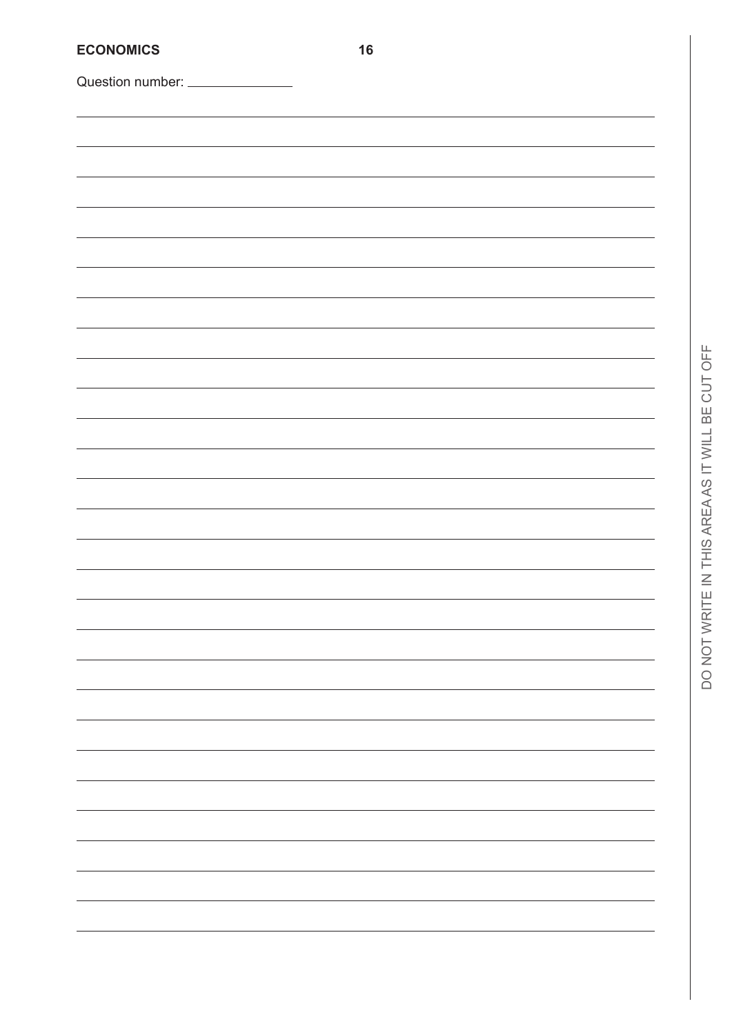Question number: _______________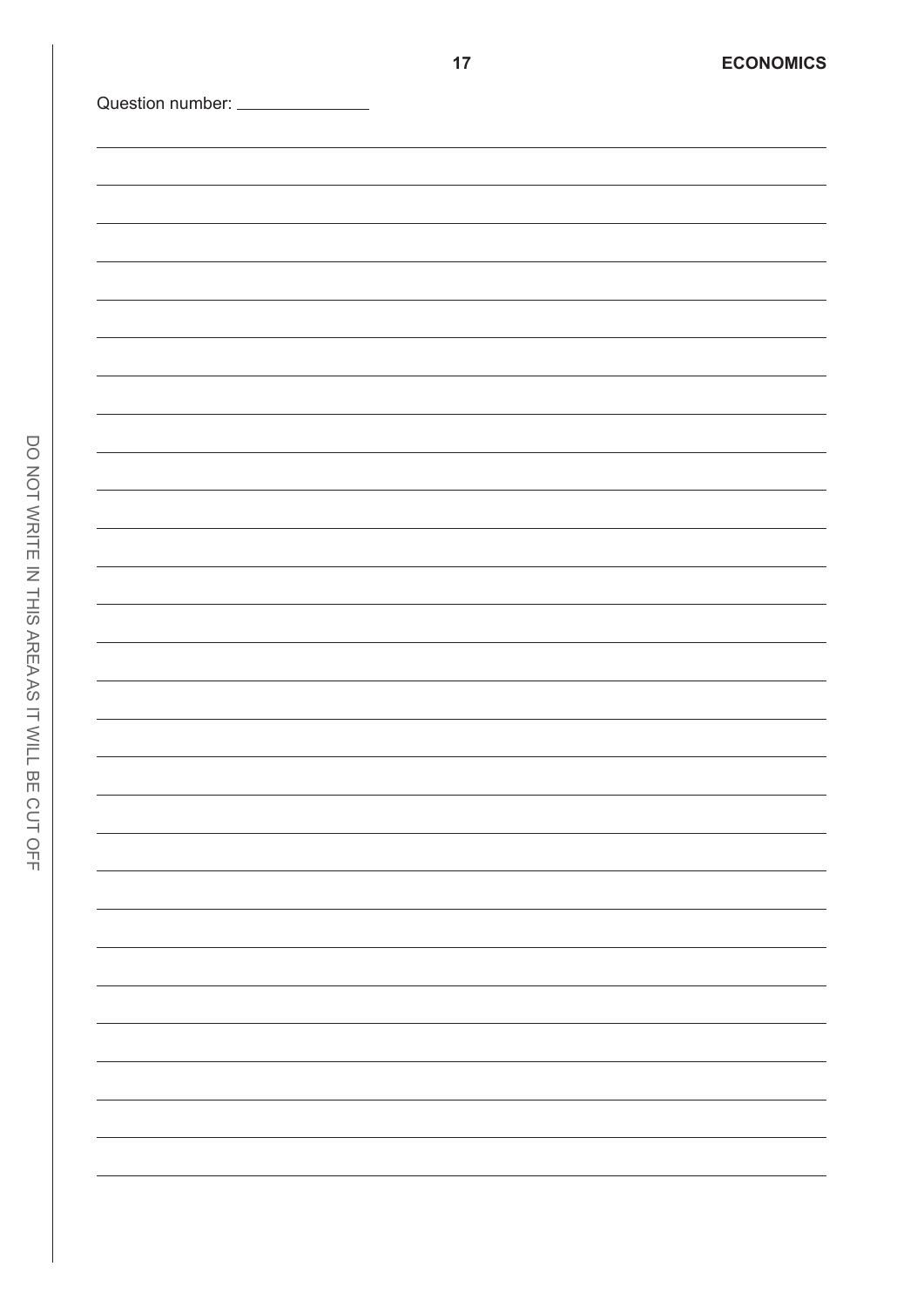Question number: _______________

DO NOT WRITE IN THIS AREA AS IT WILL BE CUT OFF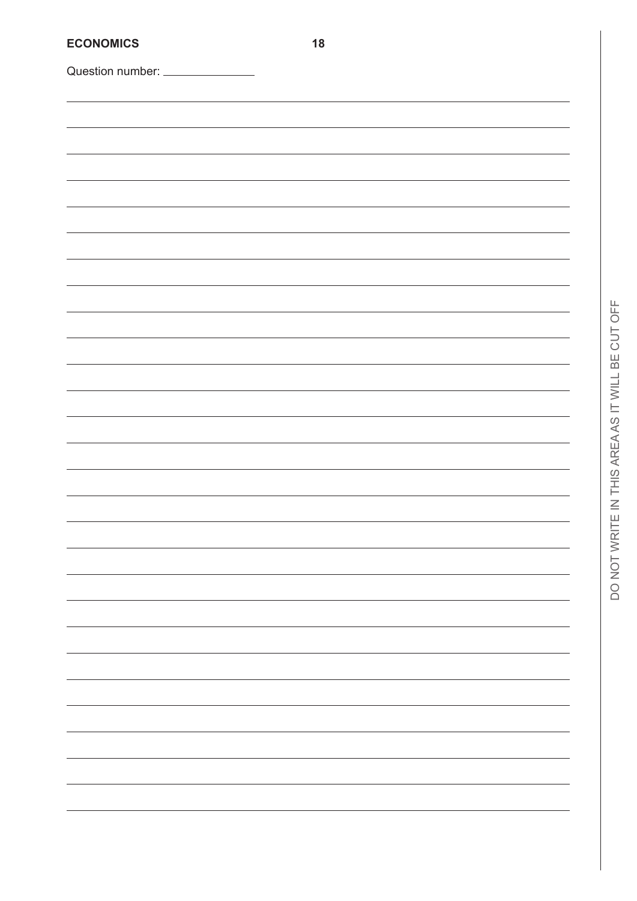Question number: _______________

DO NOT WRITE IN THIS AREA AS IT WILL BE CUT OFF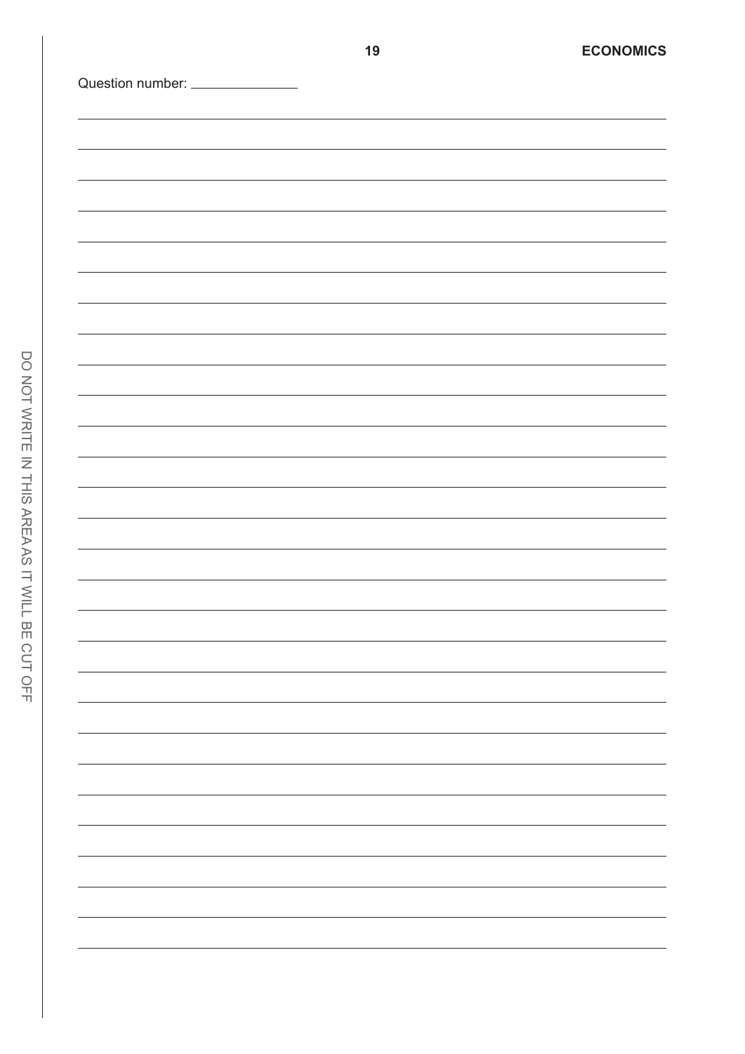Question number: _______________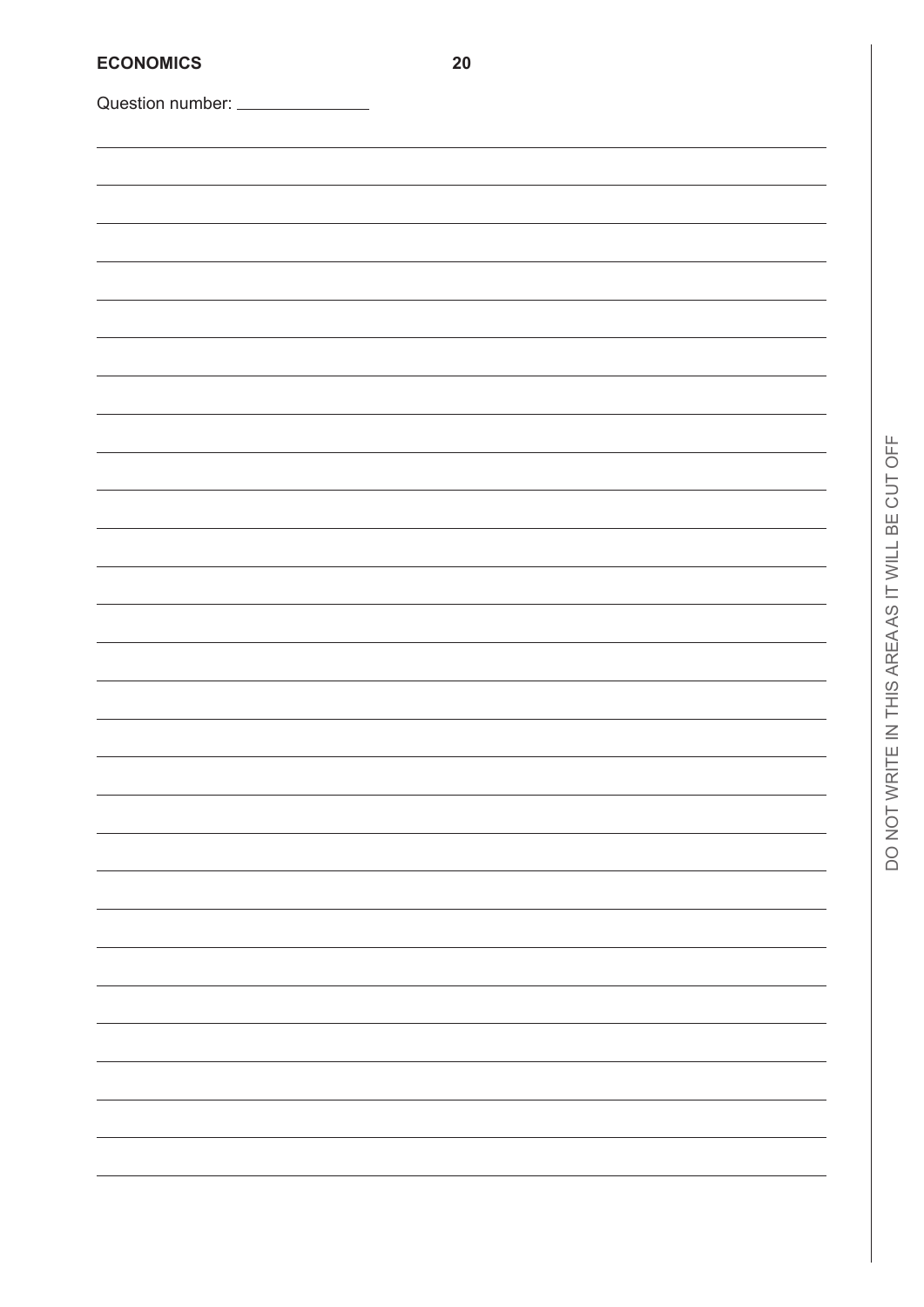Question number: ______________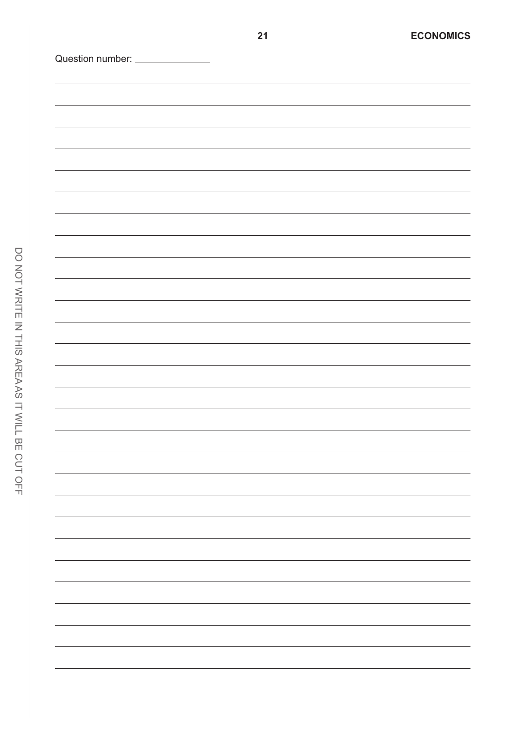Question number: _______________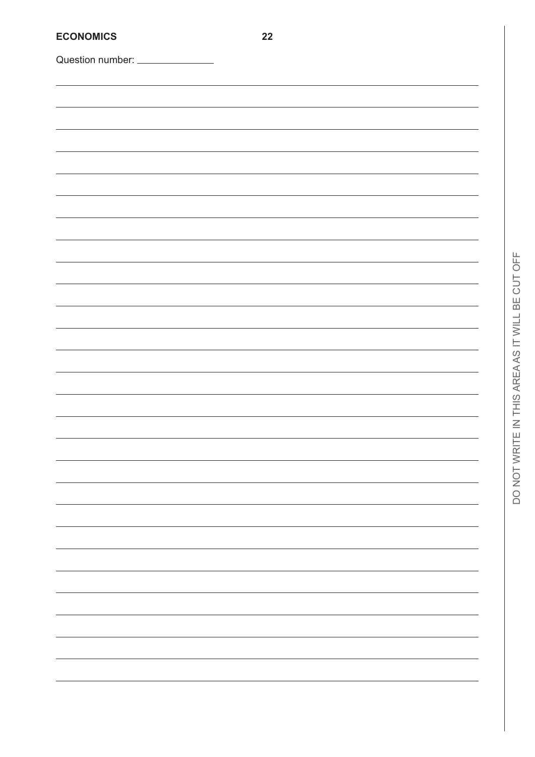Question number: _______________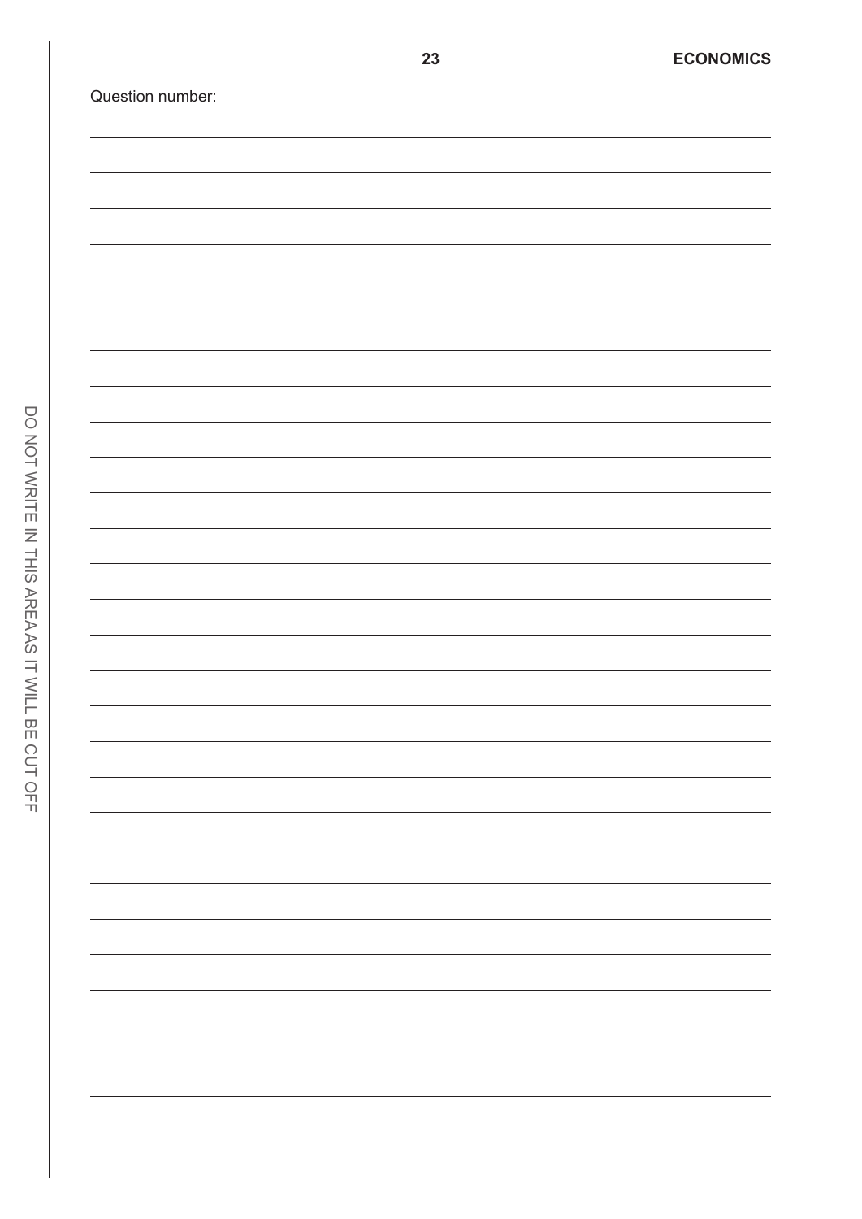Question number: _______________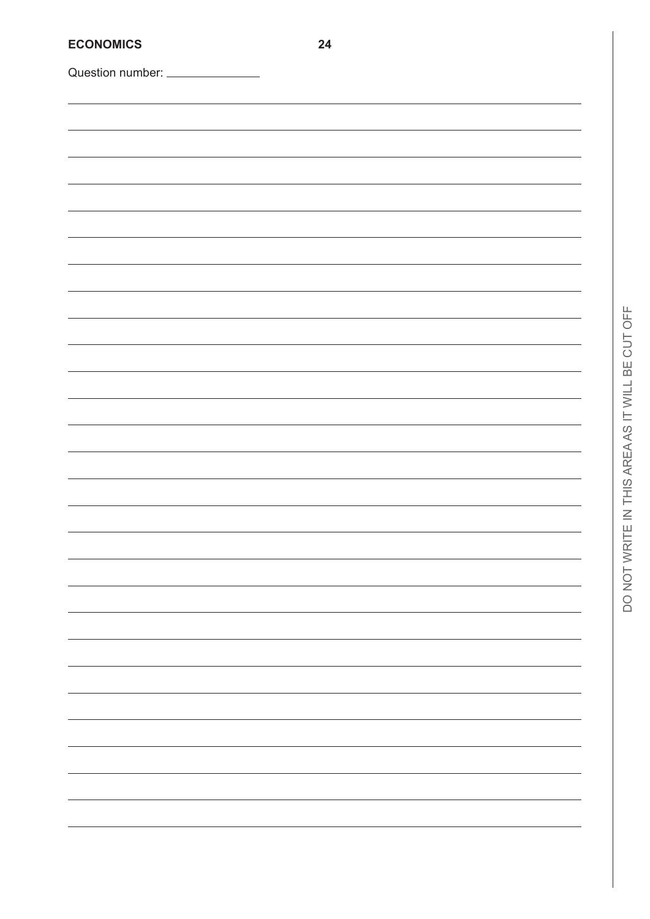Question number: _______________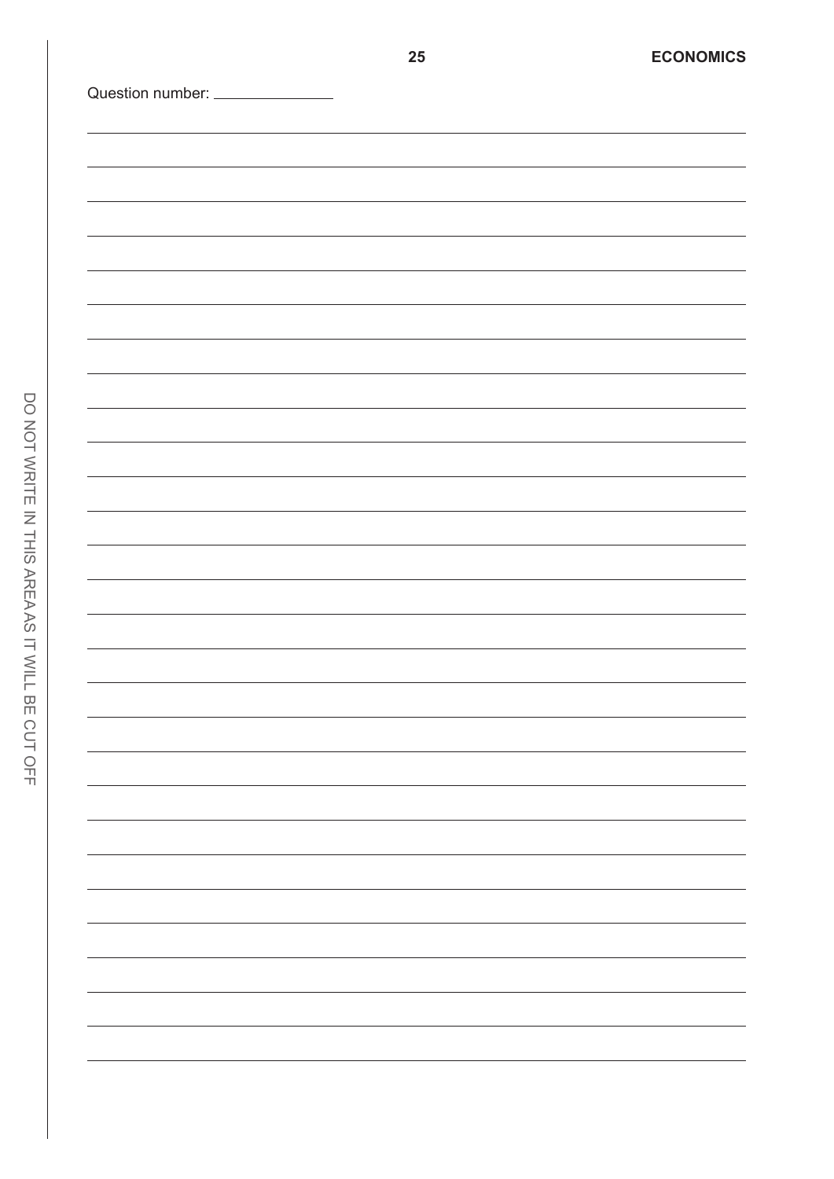Question number: _______________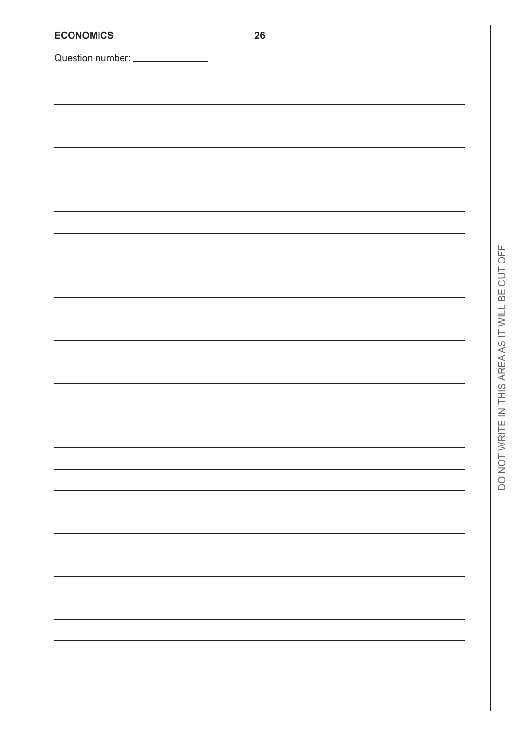Question number: _______________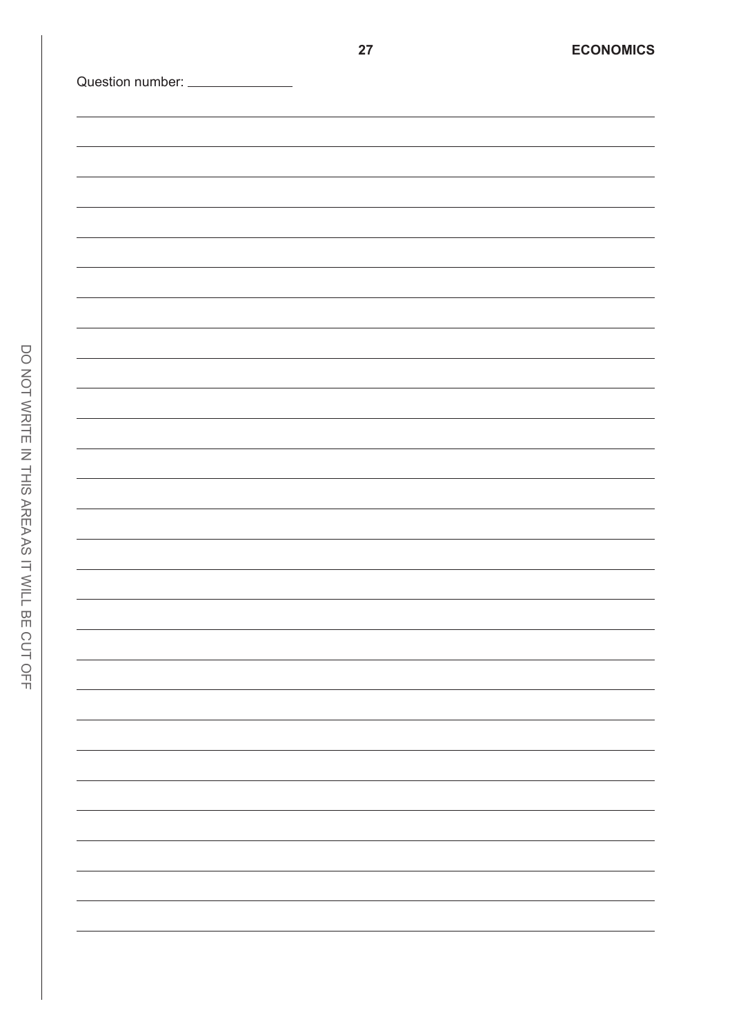Question number: _______________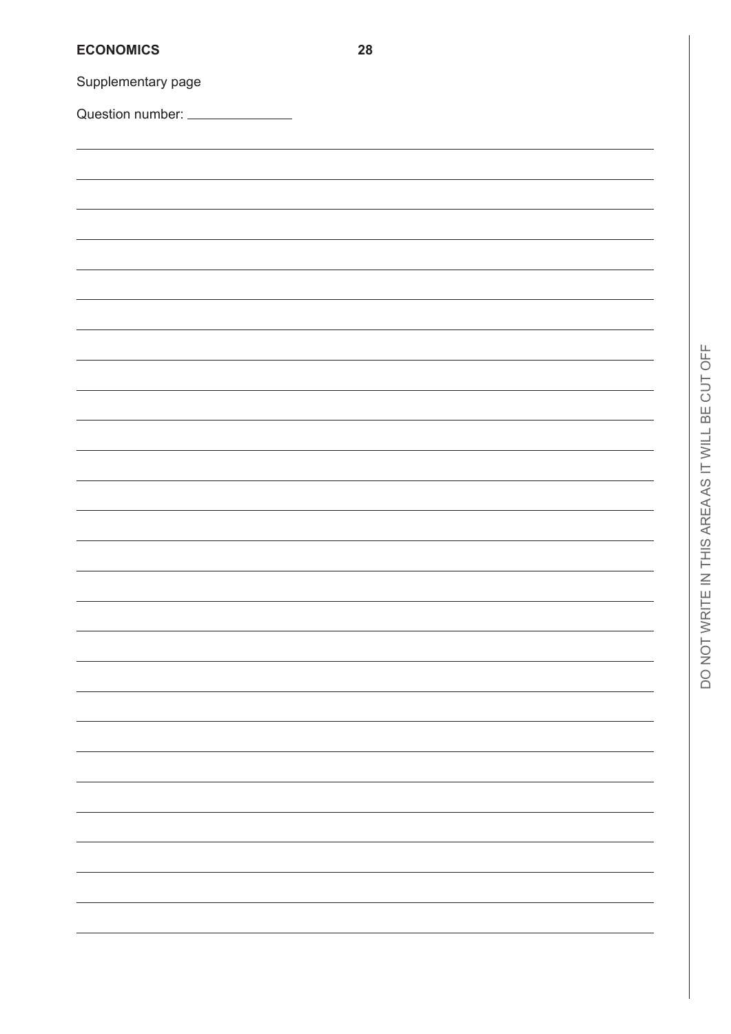Supplementary page

Question number: _______________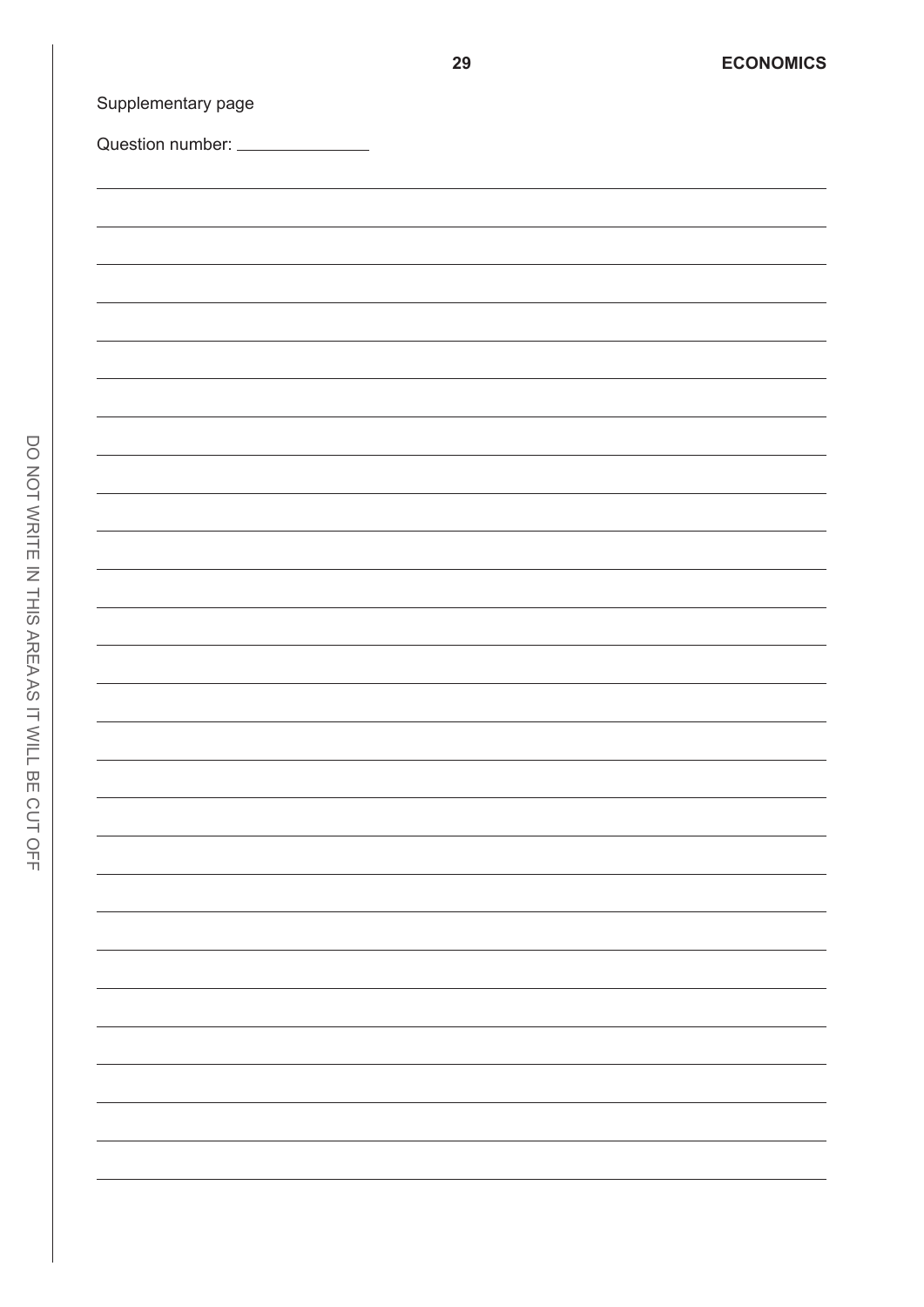Supplementary page

Question number: _______________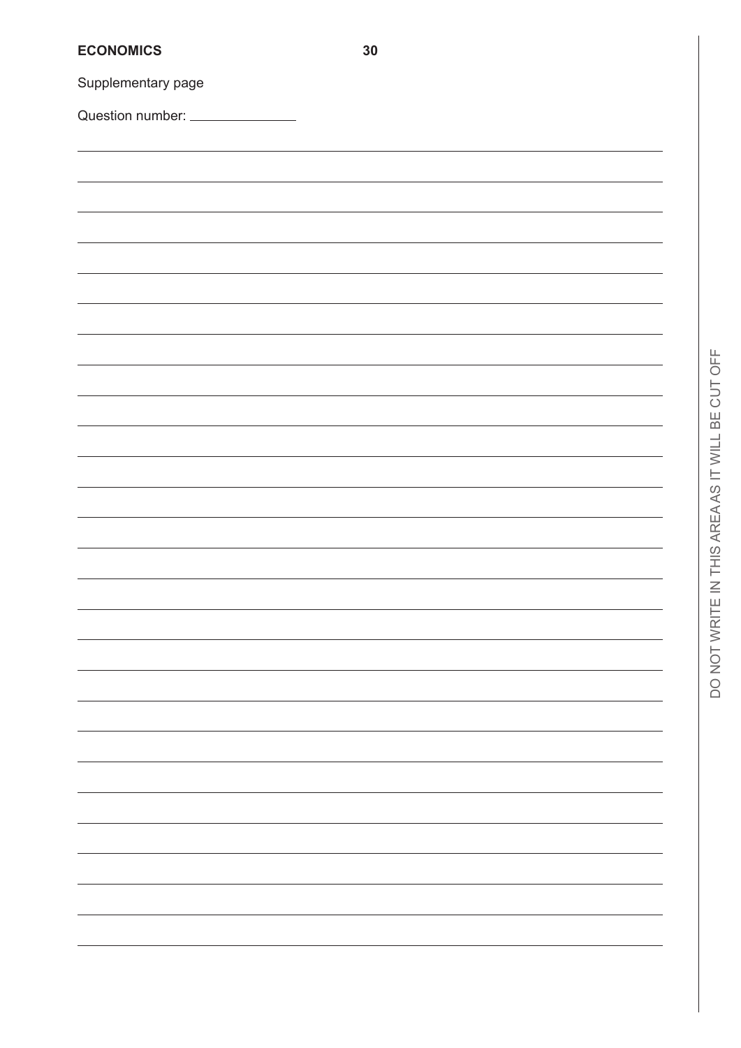Supplementary page

Question number: _______________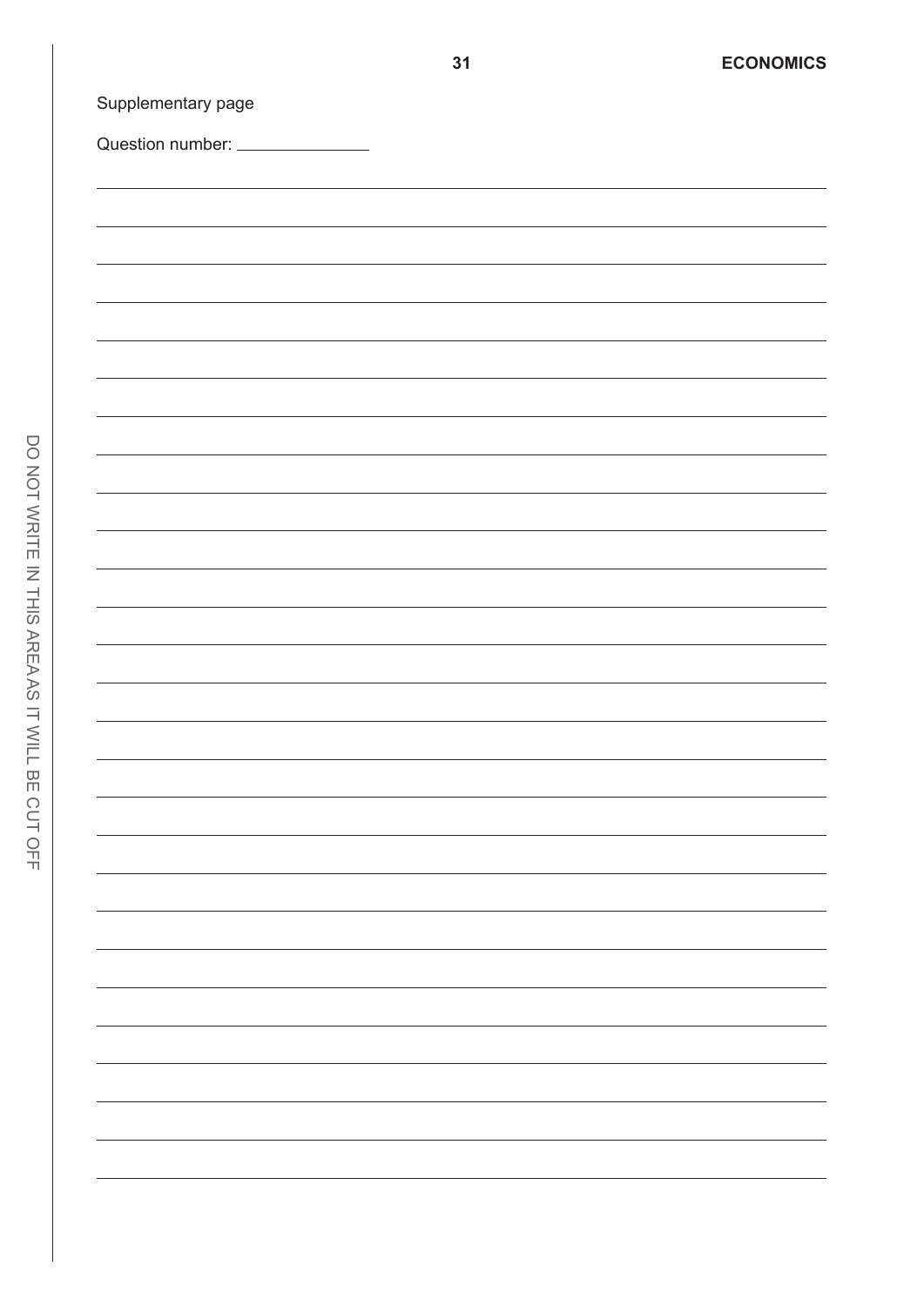Supplementary page

Question number: _______________

DO NOT WRITE IN THIS AREA AS IT WILL BE CUT OFF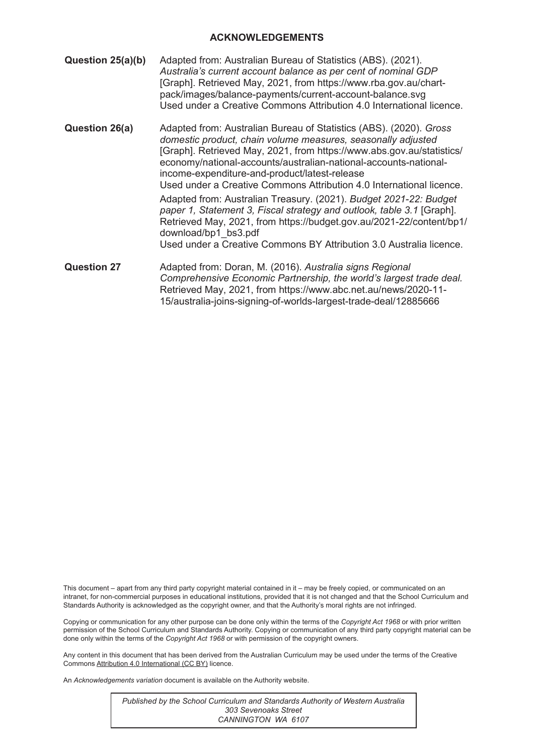## ACKNOWLEDGEMENTS

**Question 25(a)(b)** Adapted from: Australian Bureau of Statistics (ABS). (2021). *Australia's current account balance as per cent of nominal GDP* [Graph]. Retrieved May, 2021, from https://www.rba.gov.au/chart-pack/images/balance-payments/current-account-balance.svg
Used under a Creative Commons Attribution 4.0 International licence.

**Question 26(a)** Adapted from: Australian Bureau of Statistics (ABS). (2020). *Gross domestic product, chain volume measures, seasonally adjusted* [Graph]. Retrieved May, 2021, from https://www.abs.gov.au/statistics/economy/national-accounts/australian-national-accounts-national-income-expenditure-and-product/latest-release
Used under a Creative Commons Attribution 4.0 International licence.

Adapted from: Australian Treasury. (2021). *Budget 2021-22: Budget paper 1, Statement 3, Fiscal strategy and outlook, table 3.1* [Graph]. Retrieved May, 2021, from https://budget.gov.au/2021-22/content/bp1/download/bp1_bs3.pdf
Used under a Creative Commons BY Attribution 3.0 Australia licence.

**Question 27** Adapted from: Doran, M. (2016). *Australia signs Regional Comprehensive Economic Partnership, the world's largest trade deal.* Retrieved May, 2021, from https://www.abc.net.au/news/2020-11-15/australia-joins-signing-of-worlds-largest-trade-deal/12885666

This document – apart from any third party copyright material contained in it – may be freely copied, or communicated on an intranet, for non-commercial purposes in educational institutions, provided that it is not changed and that the School Curriculum and Standards Authority is acknowledged as the copyright owner, and that the Authority's moral rights are not infringed.

Copying or communication for any other purpose can be done only within the terms of the *Copyright Act 1968* or with prior written permission of the School Curriculum and Standards Authority. Copying or communication of any third party copyright material can be done only within the terms of the *Copyright Act 1968* or with permission of the copyright owners.

Any content in this document that has been derived from the Australian Curriculum may be used under the terms of the Creative Commons Attribution 4.0 International (CC BY) licence.

An *Acknowledgements variation* document is available on the Authority website.

*Published by the School Curriculum and Standards Authority of Western Australia*
*303 Sevenoaks Street*
*CANNINGTON WA 6107*